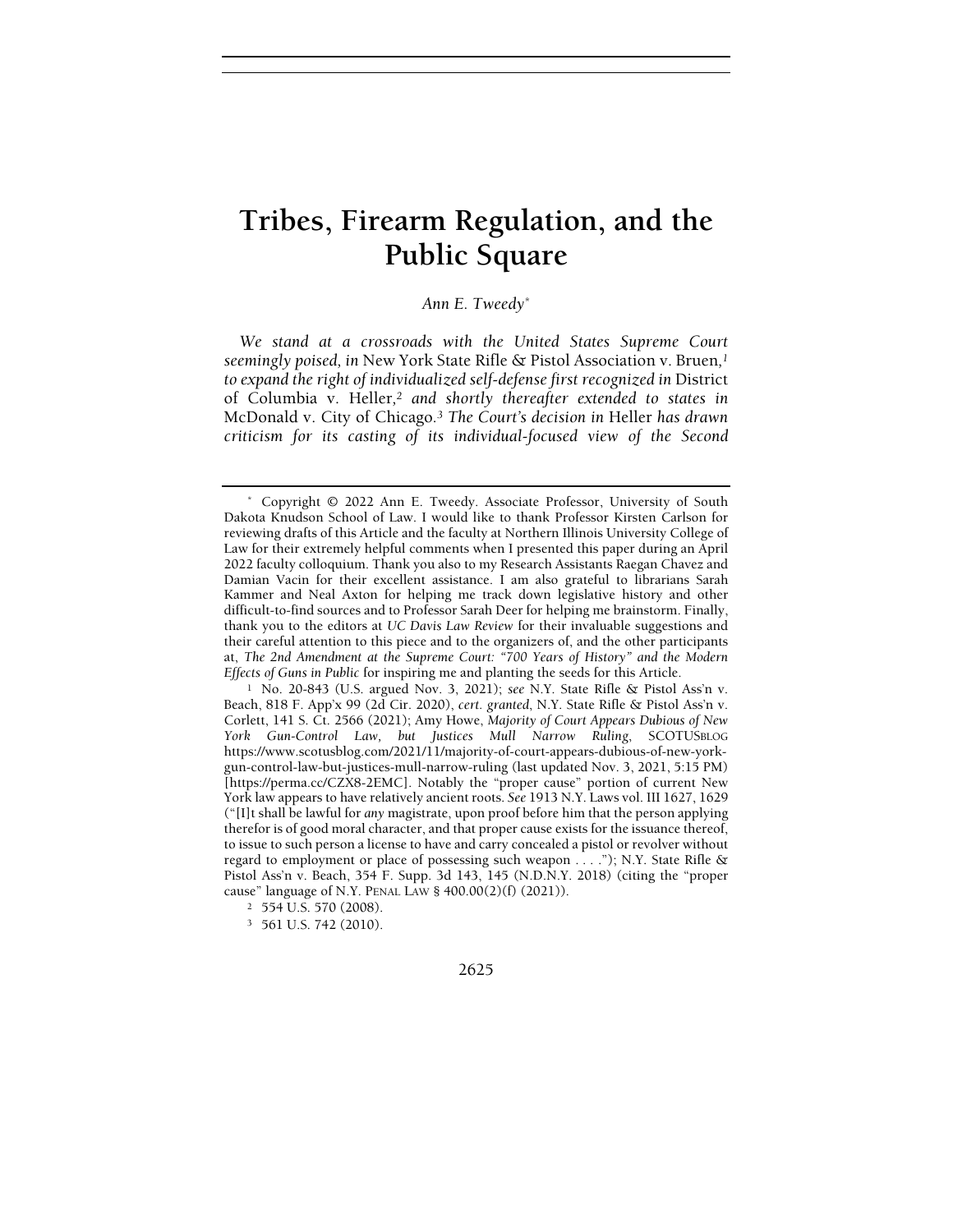# Tribes, Firearm Regulation, and the Public Square

*Ann E. Tweedy*\*

*We stand at a crossroads with the United States Supreme Court seemingly poised, in* New York State Rifle & Pistol Association v. Bruen,[1] *to expand the right of individualized self-defense first recognized in* District of Columbia v. Heller,[2] *and shortly thereafter extended to states in* McDonald v. City of Chicago.[3] *The Court's decision in* Heller *has drawn criticism for its casting of its individual-focused view of the Second*

---

\* Copyright © 2022 Ann E. Tweedy. Associate Professor, University of South Dakota Knudson School of Law. I would like to thank Professor Kirsten Carlson for reviewing drafts of this Article and the faculty at Northern Illinois University College of Law for their extremely helpful comments when I presented this paper during an April 2022 faculty colloquium. Thank you also to my Research Assistants Raegan Chavez and Damian Vacin for their excellent assistance. I am also grateful to librarians Sarah Kammer and Neal Axton for helping me track down legislative history and other difficult-to-find sources and to Professor Sarah Deer for helping me brainstorm. Finally, thank you to the editors at *UC Davis Law Review* for their invaluable suggestions and their careful attention to this piece and to the organizers of, and the other participants at, *The 2nd Amendment at the Supreme Court: "700 Years of History" and the Modern Effects of Guns in Public* for inspiring me and planting the seeds for this Article.

[1] No. 20-843 (U.S. argued Nov. 3, 2021); *see* N.Y. State Rifle & Pistol Ass'n v. Beach, 818 F. App'x 99 (2d Cir. 2020), *cert. granted*, N.Y. State Rifle & Pistol Ass'n v. Corlett, 141 S. Ct. 2566 (2021); Amy Howe, *Majority of Court Appears Dubious of New York Gun-Control Law, but Justices Mull Narrow Ruling*, SCOTUSBLOG https://www.scotusblog.com/2021/11/majority-of-court-appears-dubious-of-new-york-gun-control-law-but-justices-mull-narrow-ruling (last updated Nov. 3, 2021, 5:15 PM) [https://perma.cc/CZX8-2EMC]. Notably the "proper cause" portion of current New York law appears to have relatively ancient roots. *See* 1913 N.Y. Laws vol. III 1627, 1629 ("[I]t shall be lawful for *any* magistrate, upon proof before him that the person applying therefor is of good moral character, and that proper cause exists for the issuance thereof, to issue to such person a license to have and carry concealed a pistol or revolver without regard to employment or place of possessing such weapon . . . ."); N.Y. State Rifle & Pistol Ass'n v. Beach, 354 F. Supp. 3d 143, 145 (N.D.N.Y. 2018) (citing the "proper cause" language of N.Y. PENAL LAW § 400.00(2)(f) (2021)).

[2] 554 U.S. 570 (2008).

[3] 561 U.S. 742 (2010).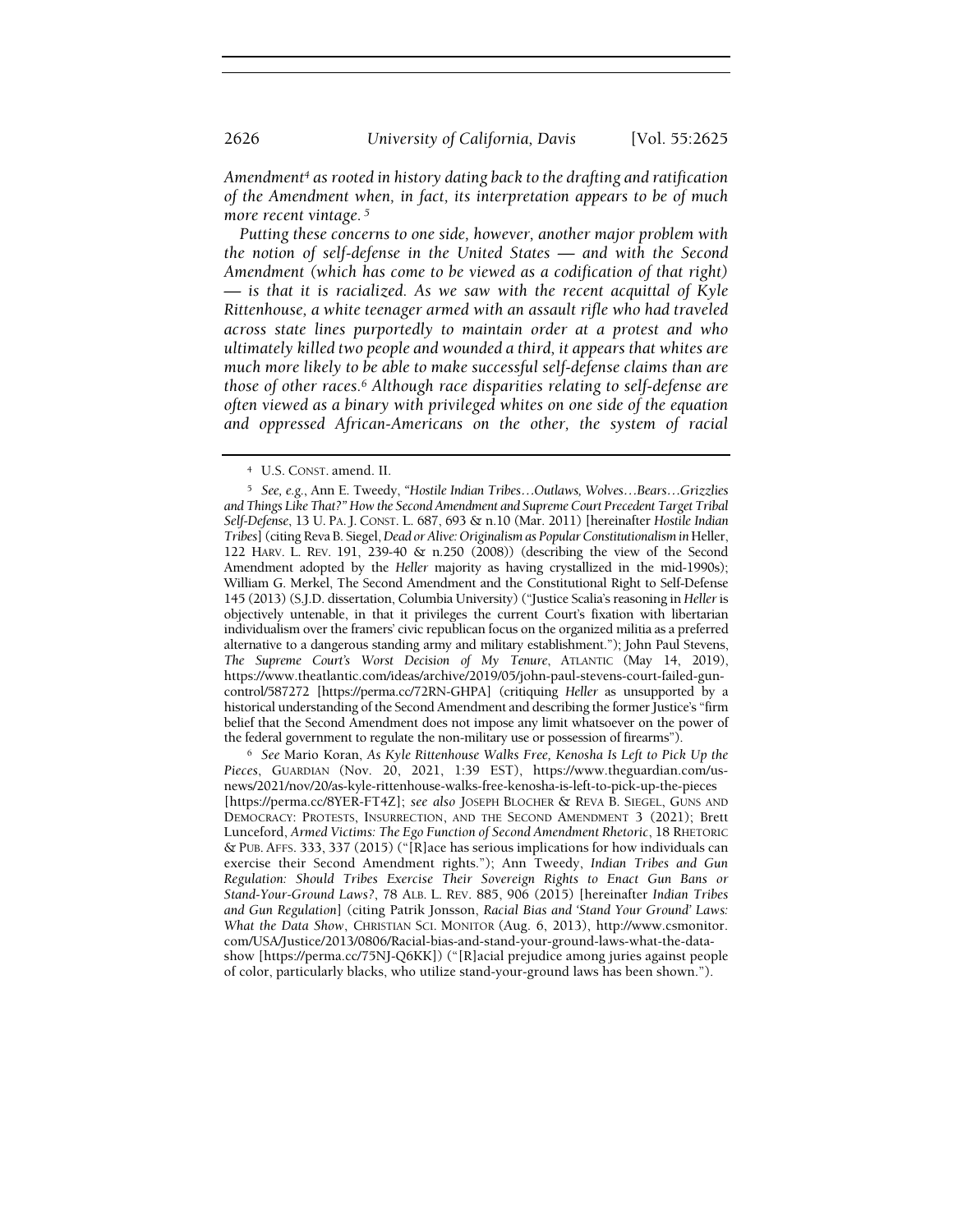*Amendment[4] as rooted in history dating back to the drafting and ratification of the Amendment when, in fact, its interpretation appears to be of much more recent vintage.[5]*

*Putting these concerns to one side, however, another major problem with the notion of self-defense in the United States — and with the Second Amendment (which has come to be viewed as a codification of that right) — is that it is racialized. As we saw with the recent acquittal of Kyle Rittenhouse, a white teenager armed with an assault rifle who had traveled across state lines purportedly to maintain order at a protest and who ultimately killed two people and wounded a third, it appears that whites are much more likely to be able to make successful self-defense claims than are those of other races.[6] Although race disparities relating to self-defense are often viewed as a binary with privileged whites on one side of the equation and oppressed African-Americans on the other, the system of racial*

---

[4] U.S. CONST. amend. II.

[5] *See, e.g.*, Ann E. Tweedy, *"Hostile Indian Tribes…Outlaws, Wolves…Bears…Grizzlies and Things Like That?" How the Second Amendment and Supreme Court Precedent Target Tribal Self-Defense*, 13 U. PA. J. CONST. L. 687, 693 & n.10 (Mar. 2011) [hereinafter *Hostile Indian Tribes*] (citing Reva B. Siegel, *Dead or Alive: Originalism as Popular Constitutionalism in* Heller, 122 HARV. L. REV. 191, 239-40 & n.250 (2008)) (describing the view of the Second Amendment adopted by the *Heller* majority as having crystallized in the mid-1990s); William G. Merkel, The Second Amendment and the Constitutional Right to Self-Defense 145 (2013) (S.J.D. dissertation, Columbia University) ("Justice Scalia's reasoning in *Heller* is objectively untenable, in that it privileges the current Court's fixation with libertarian individualism over the framers' civic republican focus on the organized militia as a preferred alternative to a dangerous standing army and military establishment."); John Paul Stevens, *The Supreme Court's Worst Decision of My Tenure*, ATLANTIC (May 14, 2019), https://www.theatlantic.com/ideas/archive/2019/05/john-paul-stevens-court-failed-gun-control/587272 [https://perma.cc/72RN-GHPA] (critiquing *Heller* as unsupported by a historical understanding of the Second Amendment and describing the former Justice's "firm belief that the Second Amendment does not impose any limit whatsoever on the power of the federal government to regulate the non-military use or possession of firearms").

[6] *See* Mario Koran, *As Kyle Rittenhouse Walks Free, Kenosha Is Left to Pick Up the Pieces*, GUARDIAN (Nov. 20, 2021, 1:39 EST), https://www.theguardian.com/us-news/2021/nov/20/as-kyle-rittenhouse-walks-free-kenosha-is-left-to-pick-up-the-pieces [https://perma.cc/8YER-FT4Z]; *see also* JOSEPH BLOCHER & REVA B. SIEGEL, GUNS AND DEMOCRACY: PROTESTS, INSURRECTION, AND THE SECOND AMENDMENT 3 (2021); Brett Lunceford, *Armed Victims: The Ego Function of Second Amendment Rhetoric*, 18 RHETORIC & PUB. AFFS. 333, 337 (2015) ("[R]ace has serious implications for how individuals can exercise their Second Amendment rights."); Ann Tweedy, *Indian Tribes and Gun Regulation: Should Tribes Exercise Their Sovereign Rights to Enact Gun Bans or Stand-Your-Ground Laws?*, 78 ALB. L. REV. 885, 906 (2015) [hereinafter *Indian Tribes and Gun Regulation*] (citing Patrik Jonsson, *Racial Bias and 'Stand Your Ground' Laws: What the Data Show*, CHRISTIAN SCI. MONITOR (Aug. 6, 2013), http://www.csmonitor.com/USA/Justice/2013/0806/Racial-bias-and-stand-your-ground-laws-what-the-data-show [https://perma.cc/75NJ-Q6KK]) ("[R]acial prejudice among juries against people of color, particularly blacks, who utilize stand-your-ground laws has been shown.").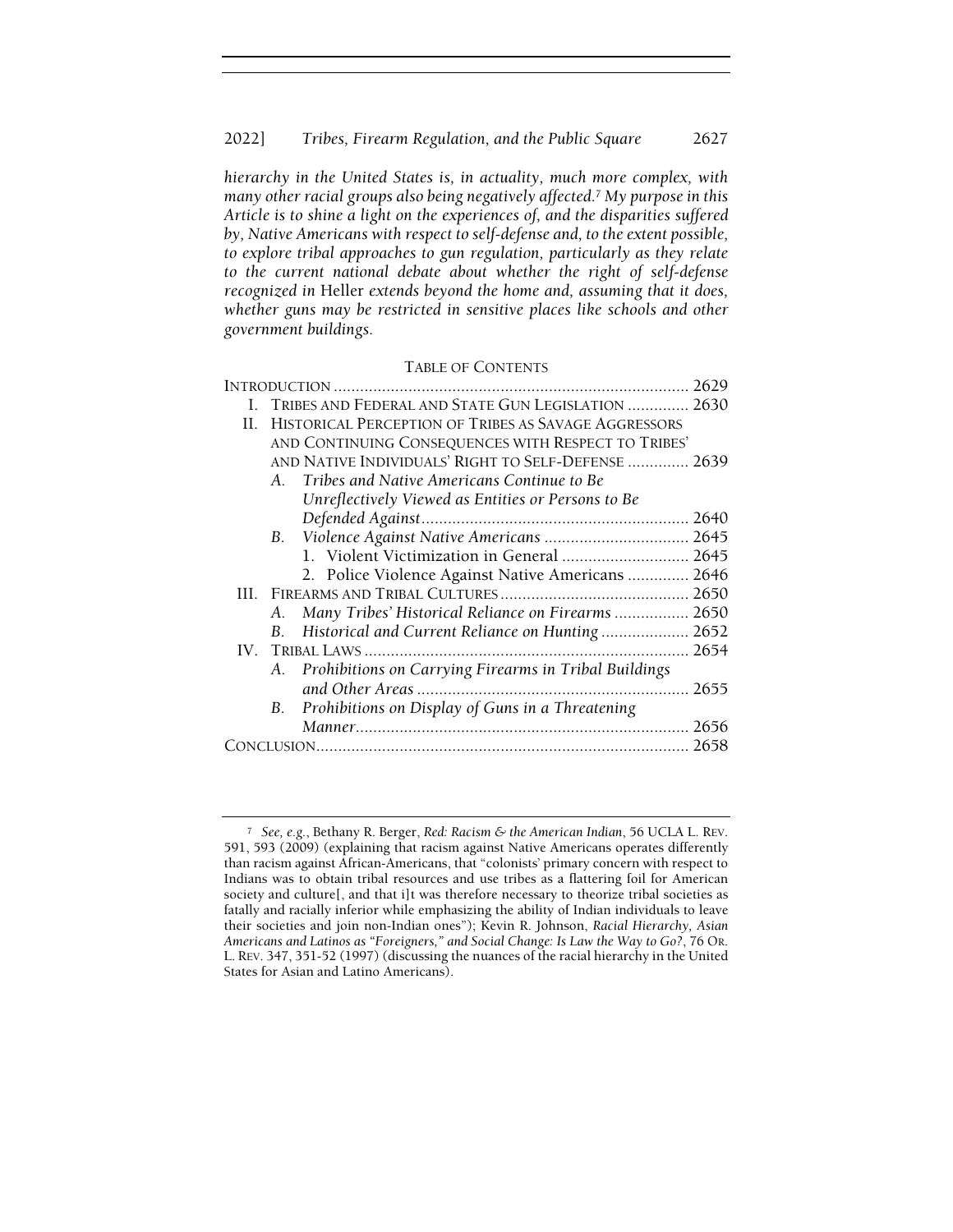*hierarchy in the United States is, in actuality, much more complex, with many other racial groups also being negatively affected.*[7] *My purpose in this Article is to shine a light on the experiences of, and the disparities suffered by, Native Americans with respect to self-defense and, to the extent possible, to explore tribal approaches to gun regulation, particularly as they relate to the current national debate about whether the right of self-defense recognized in* Heller *extends beyond the home and, assuming that it does, whether guns may be restricted in sensitive places like schools and other government buildings.*

TABLE OF CONTENTS

INTRODUCTION ..... 2629

I. TRIBES AND FEDERAL AND STATE GUN LEGISLATION ..... 2630

II. HISTORICAL PERCEPTION OF TRIBES AS SAVAGE AGGRESSORS AND CONTINUING CONSEQUENCES WITH RESPECT TO TRIBES' AND NATIVE INDIVIDUALS' RIGHT TO SELF-DEFENSE ..... 2639

- A. *Tribes and Native Americans Continue to Be Unreflectively Viewed as Entities or Persons to Be Defended Against* ..... 2640
- B. *Violence Against Native Americans* ..... 2645
  - 1. Violent Victimization in General ..... 2645
  - 2. Police Violence Against Native Americans ..... 2646

III. FIREARMS AND TRIBAL CULTURES ..... 2650

- A. *Many Tribes' Historical Reliance on Firearms* ..... 2650
- B. *Historical and Current Reliance on Hunting* ..... 2652

IV. TRIBAL LAWS ..... 2654

- A. *Prohibitions on Carrying Firearms in Tribal Buildings and Other Areas* ..... 2655
- B. *Prohibitions on Display of Guns in a Threatening Manner* ..... 2656

CONCLUSION ..... 2658

[7] *See, e.g.*, Bethany R. Berger, *Red: Racism & the American Indian*, 56 UCLA L. REV. 591, 593 (2009) (explaining that racism against Native Americans operates differently than racism against African-Americans, that "colonists' primary concern with respect to Indians was to obtain tribal resources and use tribes as a flattering foil for American society and culture[, and that i]t was therefore necessary to theorize tribal societies as fatally and racially inferior while emphasizing the ability of Indian individuals to leave their societies and join non-Indian ones"); Kevin R. Johnson, *Racial Hierarchy, Asian Americans and Latinos as "Foreigners," and Social Change: Is Law the Way to Go?*, 76 OR. L. REV. 347, 351-52 (1997) (discussing the nuances of the racial hierarchy in the United States for Asian and Latino Americans).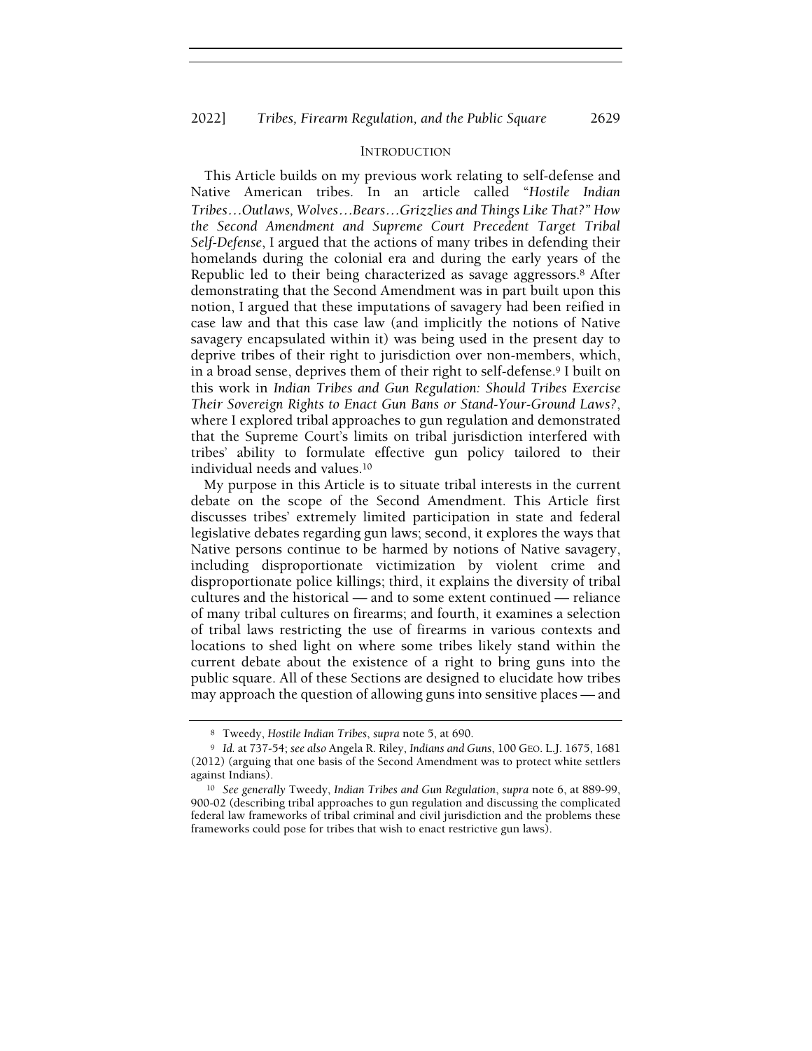## INTRODUCTION

This Article builds on my previous work relating to self-defense and Native American tribes. In an article called "*Hostile Indian Tribes…Outlaws, Wolves…Bears…Grizzlies and Things Like That?" How the Second Amendment and Supreme Court Precedent Target Tribal Self-Defense*, I argued that the actions of many tribes in defending their homelands during the colonial era and during the early years of the Republic led to their being characterized as savage aggressors.[8] After demonstrating that the Second Amendment was in part built upon this notion, I argued that these imputations of savagery had been reified in case law and that this case law (and implicitly the notions of Native savagery encapsulated within it) was being used in the present day to deprive tribes of their right to jurisdiction over non-members, which, in a broad sense, deprives them of their right to self-defense.[9] I built on this work in *Indian Tribes and Gun Regulation: Should Tribes Exercise Their Sovereign Rights to Enact Gun Bans or Stand-Your-Ground Laws?*, where I explored tribal approaches to gun regulation and demonstrated that the Supreme Court's limits on tribal jurisdiction interfered with tribes' ability to formulate effective gun policy tailored to their individual needs and values.[10]

My purpose in this Article is to situate tribal interests in the current debate on the scope of the Second Amendment. This Article first discusses tribes' extremely limited participation in state and federal legislative debates regarding gun laws; second, it explores the ways that Native persons continue to be harmed by notions of Native savagery, including disproportionate victimization by violent crime and disproportionate police killings; third, it explains the diversity of tribal cultures and the historical — and to some extent continued — reliance of many tribal cultures on firearms; and fourth, it examines a selection of tribal laws restricting the use of firearms in various contexts and locations to shed light on where some tribes likely stand within the current debate about the existence of a right to bring guns into the public square. All of these Sections are designed to elucidate how tribes may approach the question of allowing guns into sensitive places — and

---

[8] Tweedy, *Hostile Indian Tribes*, *supra* note 5, at 690.

[9] *Id.* at 737-54; *see also* Angela R. Riley, *Indians and Guns*, 100 GEO. L.J. 1675, 1681 (2012) (arguing that one basis of the Second Amendment was to protect white settlers against Indians).

[10] *See generally* Tweedy, *Indian Tribes and Gun Regulation*, *supra* note 6, at 889-99, 900-02 (describing tribal approaches to gun regulation and discussing the complicated federal law frameworks of tribal criminal and civil jurisdiction and the problems these frameworks could pose for tribes that wish to enact restrictive gun laws).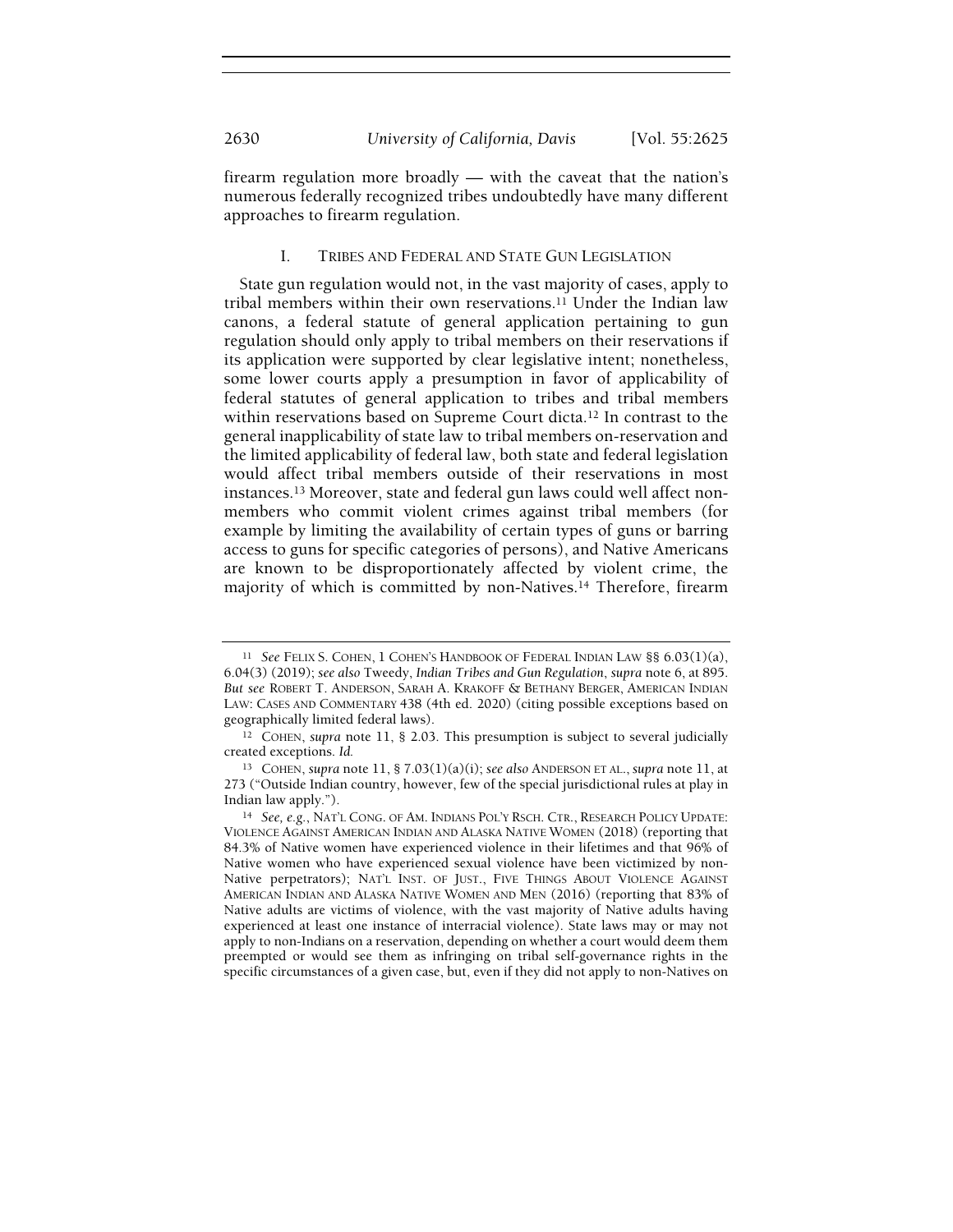firearm regulation more broadly — with the caveat that the nation's numerous federally recognized tribes undoubtedly have many different approaches to firearm regulation.

## I. TRIBES AND FEDERAL AND STATE GUN LEGISLATION

State gun regulation would not, in the vast majority of cases, apply to tribal members within their own reservations.[11] Under the Indian law canons, a federal statute of general application pertaining to gun regulation should only apply to tribal members on their reservations if its application were supported by clear legislative intent; nonetheless, some lower courts apply a presumption in favor of applicability of federal statutes of general application to tribes and tribal members within reservations based on Supreme Court dicta.[12] In contrast to the general inapplicability of state law to tribal members on-reservation and the limited applicability of federal law, both state and federal legislation would affect tribal members outside of their reservations in most instances.[13] Moreover, state and federal gun laws could well affect non-members who commit violent crimes against tribal members (for example by limiting the availability of certain types of guns or barring access to guns for specific categories of persons), and Native Americans are known to be disproportionately affected by violent crime, the majority of which is committed by non-Natives.[14] Therefore, firearm

---

[11] *See* FELIX S. COHEN, 1 COHEN'S HANDBOOK OF FEDERAL INDIAN LAW §§ 6.03(1)(a), 6.04(3) (2019); *see also* Tweedy, *Indian Tribes and Gun Regulation*, *supra* note 6, at 895. *But see* ROBERT T. ANDERSON, SARAH A. KRAKOFF & BETHANY BERGER, AMERICAN INDIAN LAW: CASES AND COMMENTARY 438 (4th ed. 2020) (citing possible exceptions based on geographically limited federal laws).

[12] COHEN, *supra* note 11, § 2.03. This presumption is subject to several judicially created exceptions. *Id.*

[13] COHEN, *supra* note 11, § 7.03(1)(a)(i); *see also* ANDERSON ET AL., *supra* note 11, at 273 ("Outside Indian country, however, few of the special jurisdictional rules at play in Indian law apply.").

[14] *See, e.g.*, NAT'L CONG. OF AM. INDIANS POL'Y RSCH. CTR., RESEARCH POLICY UPDATE: VIOLENCE AGAINST AMERICAN INDIAN AND ALASKA NATIVE WOMEN (2018) (reporting that 84.3% of Native women have experienced violence in their lifetimes and that 96% of Native women who have experienced sexual violence have been victimized by non-Native perpetrators); NAT'L INST. OF JUST., FIVE THINGS ABOUT VIOLENCE AGAINST AMERICAN INDIAN AND ALASKA NATIVE WOMEN AND MEN (2016) (reporting that 83% of Native adults are victims of violence, with the vast majority of Native adults having experienced at least one instance of interracial violence). State laws may or may not apply to non-Indians on a reservation, depending on whether a court would deem them preempted or would see them as infringing on tribal self-governance rights in the specific circumstances of a given case, but, even if they did not apply to non-Natives on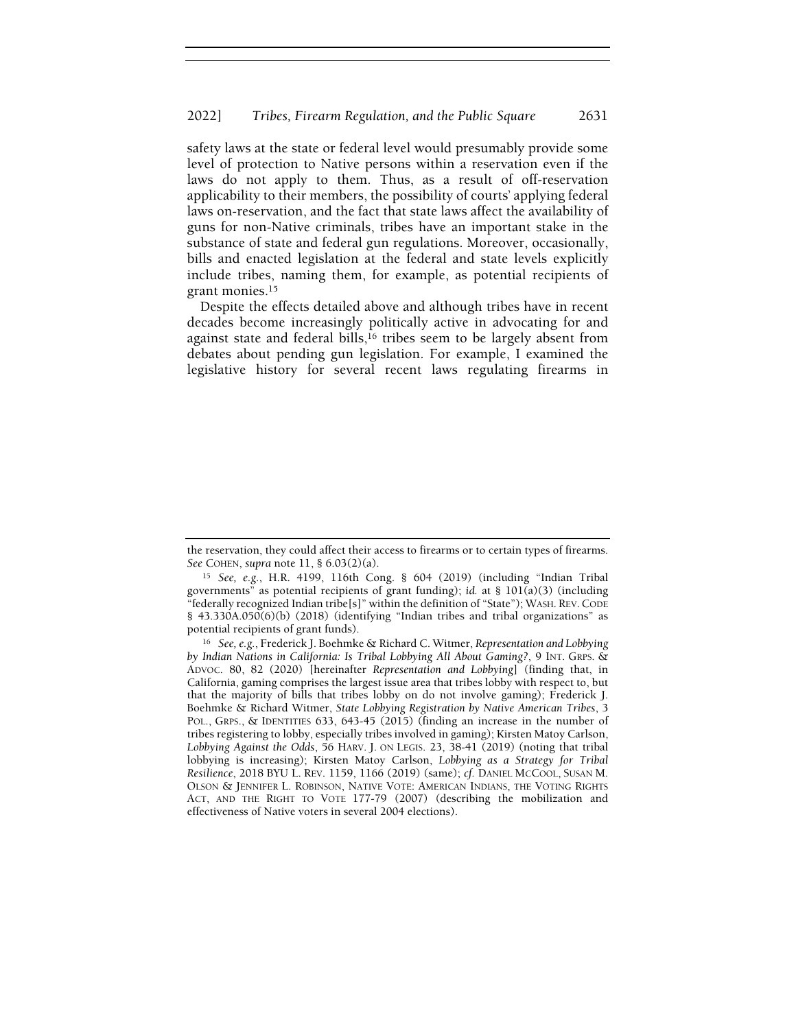safety laws at the state or federal level would presumably provide some level of protection to Native persons within a reservation even if the laws do not apply to them. Thus, as a result of off-reservation applicability to their members, the possibility of courts' applying federal laws on-reservation, and the fact that state laws affect the availability of guns for non-Native criminals, tribes have an important stake in the substance of state and federal gun regulations. Moreover, occasionally, bills and enacted legislation at the federal and state levels explicitly include tribes, naming them, for example, as potential recipients of grant monies.[15]

Despite the effects detailed above and although tribes have in recent decades become increasingly politically active in advocating for and against state and federal bills,[16] tribes seem to be largely absent from debates about pending gun legislation. For example, I examined the legislative history for several recent laws regulating firearms in

---

the reservation, they could affect their access to firearms or to certain types of firearms. *See* COHEN, *supra* note 11, § 6.03(2)(a).

[15] *See, e.g.*, H.R. 4199, 116th Cong. § 604 (2019) (including "Indian Tribal governments" as potential recipients of grant funding); *id.* at § 101(a)(3) (including "federally recognized Indian tribe[s]" within the definition of "State"); WASH. REV. CODE § 43.330A.050(6)(b) (2018) (identifying "Indian tribes and tribal organizations" as potential recipients of grant funds).

[16] *See, e.g.*, Frederick J. Boehmke & Richard C. Witmer, *Representation and Lobbying by Indian Nations in California: Is Tribal Lobbying All About Gaming?*, 9 INT. GRPS. & ADVOC. 80, 82 (2020) [hereinafter *Representation and Lobbying*] (finding that, in California, gaming comprises the largest issue area that tribes lobby with respect to, but that the majority of bills that tribes lobby on do not involve gaming); Frederick J. Boehmke & Richard Witmer, *State Lobbying Registration by Native American Tribes*, 3 POL., GRPS., & IDENTITIES 633, 643-45 (2015) (finding an increase in the number of tribes registering to lobby, especially tribes involved in gaming); Kirsten Matoy Carlson, *Lobbying Against the Odds*, 56 HARV. J. ON LEGIS. 23, 38-41 (2019) (noting that tribal lobbying is increasing); Kirsten Matoy Carlson, *Lobbying as a Strategy for Tribal Resilience*, 2018 BYU L. REV. 1159, 1166 (2019) (same); *cf.* DANIEL MCCOOL, SUSAN M. OLSON & JENNIFER L. ROBINSON, NATIVE VOTE: AMERICAN INDIANS, THE VOTING RIGHTS ACT, AND THE RIGHT TO VOTE 177-79 (2007) (describing the mobilization and effectiveness of Native voters in several 2004 elections).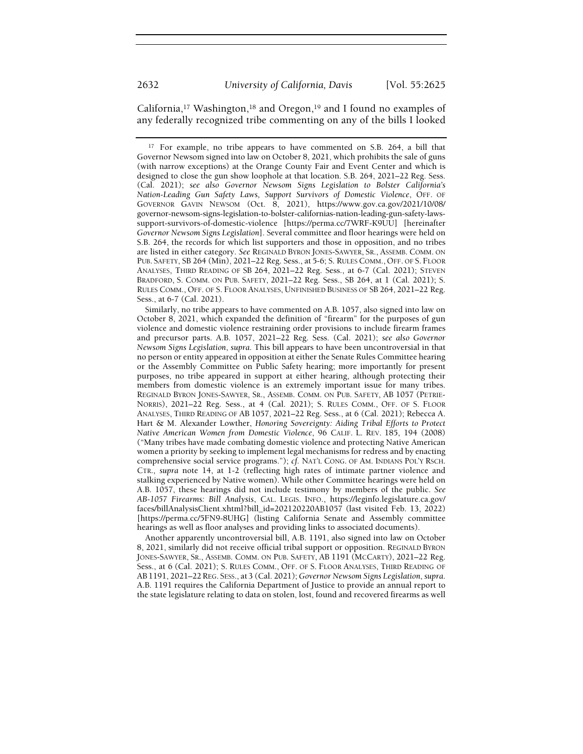California,[17] Washington,[18] and Oregon,[19] and I found no examples of any federally recognized tribe commenting on any of the bills I looked

---

[17] For example, no tribe appears to have commented on S.B. 264, a bill that Governor Newsom signed into law on October 8, 2021, which prohibits the sale of guns (with narrow exceptions) at the Orange County Fair and Event Center and which is designed to close the gun show loophole at that location. S.B. 264, 2021–22 Reg. Sess. (Cal. 2021); *see also Governor Newsom Signs Legislation to Bolster California's Nation-Leading Gun Safety Laws, Support Survivors of Domestic Violence*, OFF. OF GOVERNOR GAVIN NEWSOM (Oct. 8, 2021), https://www.gov.ca.gov/2021/10/08/governor-newsom-signs-legislation-to-bolster-californias-nation-leading-gun-safety-laws-support-survivors-of-domestic-violence [https://perma.cc/7WRF-K9UU] [hereinafter *Governor Newsom Signs Legislation*]. Several committee and floor hearings were held on S.B. 264, the records for which list supporters and those in opposition, and no tribes are listed in either category. *See* REGINALD BYRON JONES-SAWYER, SR., ASSEMB. COMM. ON PUB. SAFETY, SB 264 (Min), 2021–22 Reg. Sess., at 5-6; S. RULES COMM., OFF. OF S. FLOOR ANALYSES, THIRD READING OF SB 264, 2021–22 Reg. Sess., at 6-7 (Cal. 2021); STEVEN BRADFORD, S. COMM. ON PUB. SAFETY, 2021–22 Reg. Sess., SB 264, at 1 (Cal. 2021); S. RULES COMM., OFF. OF S. FLOOR ANALYSES, UNFINISHED BUSINESS OF SB 264, 2021–22 Reg. Sess., at 6-7 (Cal. 2021).

Similarly, no tribe appears to have commented on A.B. 1057, also signed into law on October 8, 2021, which expanded the definition of "firearm" for the purposes of gun violence and domestic violence restraining order provisions to include firearm frames and precursor parts. A.B. 1057, 2021–22 Reg. Sess. (Cal. 2021); *see also Governor Newsom Signs Legislation*, *supra*. This bill appears to have been uncontroversial in that no person or entity appeared in opposition at either the Senate Rules Committee hearing or the Assembly Committee on Public Safety hearing; more importantly for present purposes, no tribe appeared in support at either hearing, although protecting their members from domestic violence is an extremely important issue for many tribes. REGINALD BYRON JONES-SAWYER, SR., ASSEMB. COMM. ON PUB. SAFETY, AB 1057 (PETRIE-NORRIS), 2021–22 Reg. Sess., at 4 (Cal. 2021); S. RULES COMM., OFF. OF S. FLOOR ANALYSES, THIRD READING OF AB 1057, 2021–22 Reg. Sess., at 6 (Cal. 2021); Rebecca A. Hart & M. Alexander Lowther, *Honoring Sovereignty: Aiding Tribal Efforts to Protect Native American Women from Domestic Violence*, 96 CALIF. L. REV. 185, 194 (2008) ("Many tribes have made combating domestic violence and protecting Native American women a priority by seeking to implement legal mechanisms for redress and by enacting comprehensive social service programs."); *cf.* NAT'L CONG. OF AM. INDIANS POL'Y RSCH. CTR., *supra* note 14, at 1-2 (reflecting high rates of intimate partner violence and stalking experienced by Native women). While other Committee hearings were held on A.B. 1057, these hearings did not include testimony by members of the public. *See AB-1057 Firearms: Bill Analysis*, CAL. LEGIS. INFO., https://leginfo.legislature.ca.gov/faces/billAnalysisClient.xhtml?bill_id=202120220AB1057 (last visited Feb. 13, 2022) [https://perma.cc/5FN9-8UHG] (listing California Senate and Assembly committee hearings as well as floor analyses and providing links to associated documents).

Another apparently uncontroversial bill, A.B. 1191, also signed into law on October 8, 2021, similarly did not receive official tribal support or opposition. REGINALD BYRON JONES-SAWYER, SR., ASSEMB. COMM. ON PUB. SAFETY, AB 1191 (MCCARTY), 2021–22 Reg. Sess., at 6 (Cal. 2021); S. RULES COMM., OFF. OF S. FLOOR ANALYSES, THIRD READING OF AB 1191, 2021–22 REG. SESS., at 3 (Cal. 2021); *Governor Newsom Signs Legislation*, *supra*. A.B. 1191 requires the California Department of Justice to provide an annual report to the state legislature relating to data on stolen, lost, found and recovered firearms as well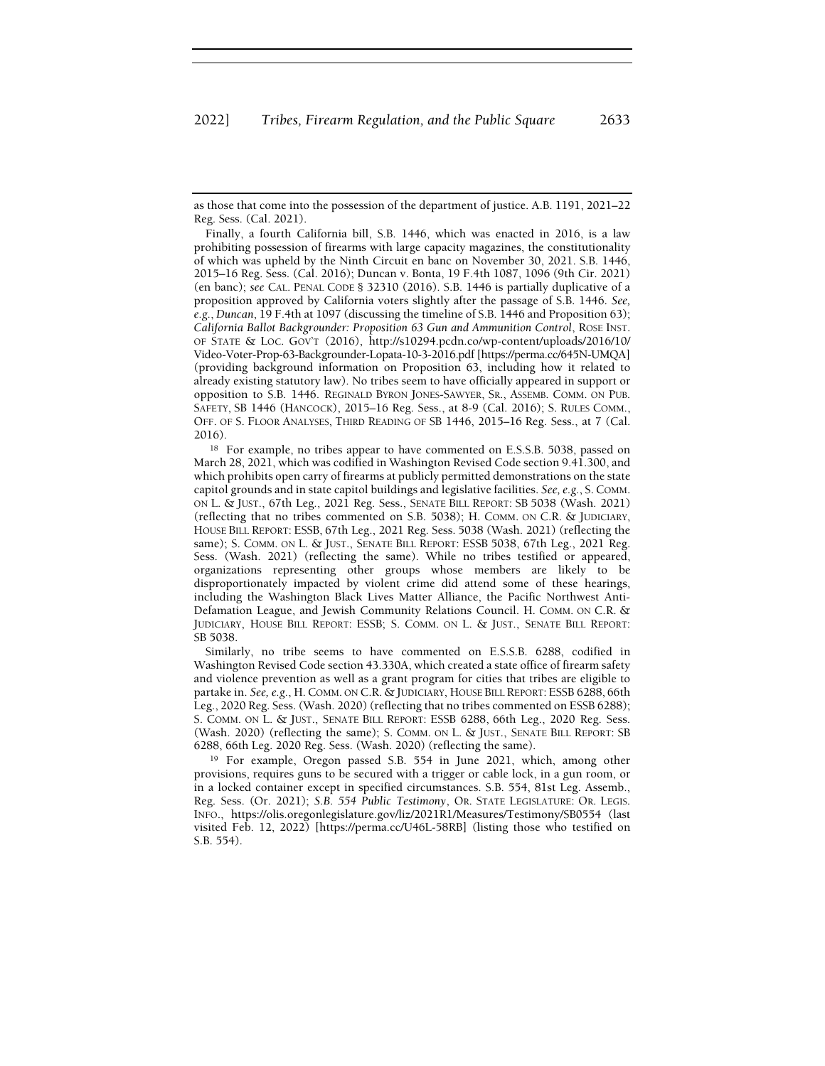as those that come into the possession of the department of justice. A.B. 1191, 2021–22 Reg. Sess. (Cal. 2021).

Finally, a fourth California bill, S.B. 1446, which was enacted in 2016, is a law prohibiting possession of firearms with large capacity magazines, the constitutionality of which was upheld by the Ninth Circuit en banc on November 30, 2021. S.B. 1446, 2015–16 Reg. Sess. (Cal. 2016); Duncan v. Bonta, 19 F.4th 1087, 1096 (9th Cir. 2021) (en banc); *see* CAL. PENAL CODE § 32310 (2016). S.B. 1446 is partially duplicative of a proposition approved by California voters slightly after the passage of S.B. 1446. *See, e.g.*, *Duncan*, 19 F.4th at 1097 (discussing the timeline of S.B. 1446 and Proposition 63); *California Ballot Backgrounder: Proposition 63 Gun and Ammunition Control*, ROSE INST. OF STATE & LOC. GOV'T (2016), http://s10294.pcdn.co/wp-content/uploads/2016/10/Video-Voter-Prop-63-Backgrounder-Lopata-10-3-2016.pdf [https://perma.cc/645N-UMQA] (providing background information on Proposition 63, including how it related to already existing statutory law). No tribes seem to have officially appeared in support or opposition to S.B. 1446. REGINALD BYRON JONES-SAWYER, SR., ASSEMB. COMM. ON PUB. SAFETY, SB 1446 (HANCOCK), 2015–16 Reg. Sess., at 8-9 (Cal. 2016); S. RULES COMM., OFF. OF S. FLOOR ANALYSES, THIRD READING OF SB 1446, 2015–16 Reg. Sess., at 7 (Cal. 2016).

[18] For example, no tribes appear to have commented on E.S.S.B. 5038, passed on March 28, 2021, which was codified in Washington Revised Code section 9.41.300, and which prohibits open carry of firearms at publicly permitted demonstrations on the state capitol grounds and in state capitol buildings and legislative facilities. *See, e.g.*, S. COMM. ON L. & JUST., 67th Leg., 2021 Reg. Sess., SENATE BILL REPORT: SB 5038 (Wash. 2021) (reflecting that no tribes commented on S.B. 5038); H. COMM. ON C.R. & JUDICIARY, HOUSE BILL REPORT: ESSB, 67th Leg., 2021 Reg. Sess. 5038 (Wash. 2021) (reflecting the same); S. COMM. ON L. & JUST., SENATE BILL REPORT: ESSB 5038, 67th Leg., 2021 Reg. Sess. (Wash. 2021) (reflecting the same). While no tribes testified or appeared, organizations representing other groups whose members are likely to be disproportionately impacted by violent crime did attend some of these hearings, including the Washington Black Lives Matter Alliance, the Pacific Northwest Anti-Defamation League, and Jewish Community Relations Council. H. COMM. ON C.R. & JUDICIARY, HOUSE BILL REPORT: ESSB; S. COMM. ON L. & JUST., SENATE BILL REPORT: SB 5038.

Similarly, no tribe seems to have commented on E.S.S.B. 6288, codified in Washington Revised Code section 43.330A, which created a state office of firearm safety and violence prevention as well as a grant program for cities that tribes are eligible to partake in. *See, e.g.*, H. COMM. ON C.R. & JUDICIARY, HOUSE BILL REPORT: ESSB 6288, 66th Leg., 2020 Reg. Sess. (Wash. 2020) (reflecting that no tribes commented on ESSB 6288); S. COMM. ON L. & JUST., SENATE BILL REPORT: ESSB 6288, 66th Leg., 2020 Reg. Sess. (Wash. 2020) (reflecting the same); S. COMM. ON L. & JUST., SENATE BILL REPORT: SB 6288, 66th Leg. 2020 Reg. Sess. (Wash. 2020) (reflecting the same).

[19] For example, Oregon passed S.B. 554 in June 2021, which, among other provisions, requires guns to be secured with a trigger or cable lock, in a gun room, or in a locked container except in specified circumstances. S.B. 554, 81st Leg. Assemb., Reg. Sess. (Or. 2021); *S.B. 554 Public Testimony*, OR. STATE LEGISLATURE: OR. LEGIS. INFO., https://olis.oregonlegislature.gov/liz/2021R1/Measures/Testimony/SB0554 (last visited Feb. 12, 2022) [https://perma.cc/U46L-58RB] (listing those who testified on S.B. 554).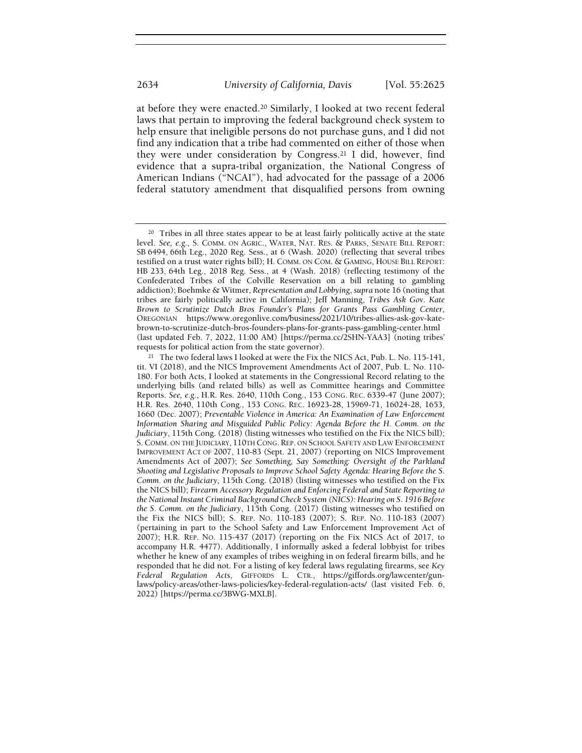at before they were enacted.[20] Similarly, I looked at two recent federal laws that pertain to improving the federal background check system to help ensure that ineligible persons do not purchase guns, and I did not find any indication that a tribe had commented on either of those when they were under consideration by Congress.[21] I did, however, find evidence that a supra-tribal organization, the National Congress of American Indians ("NCAI"), had advocated for the passage of a 2006 federal statutory amendment that disqualified persons from owning

---

[20] Tribes in all three states appear to be at least fairly politically active at the state level. *See, e.g.*, S. COMM. ON AGRIC., WATER, NAT. RES. & PARKS, SENATE BILL REPORT: SB 6494, 66th Leg., 2020 Reg. Sess., at 6 (Wash. 2020) (reflecting that several tribes testified on a trust water rights bill); H. COMM. ON COM. & GAMING, HOUSE BILL REPORT: HB 233, 64th Leg., 2018 Reg. Sess., at 4 (Wash. 2018) (reflecting testimony of the Confederated Tribes of the Colville Reservation on a bill relating to gambling addiction); Boehmke & Witmer, *Representation and Lobbying*, *supra* note 16 (noting that tribes are fairly politically active in California); Jeff Manning, *Tribes Ask Gov. Kate Brown to Scrutinize Dutch Bros Founder's Plans for Grants Pass Gambling Center*, OREGONIAN https://www.oregonlive.com/business/2021/10/tribes-allies-ask-gov-kate-brown-to-scrutinize-dutch-bros-founders-plans-for-grants-pass-gambling-center.html (last updated Feb. 7, 2022, 11:00 AM) [https://perma.cc/2SHN-YAA3] (noting tribes' requests for political action from the state governor).

[21] The two federal laws I looked at were the Fix the NICS Act, Pub. L. No. 115-141, tit. VI (2018), and the NICS Improvement Amendments Act of 2007, Pub. L. No. 110-180. For both Acts, I looked at statements in the Congressional Record relating to the underlying bills (and related bills) as well as Committee hearings and Committee Reports. *See, e.g.*, H.R. Res. 2640, 110th Cong., 153 CONG. REC. 6339-47 (June 2007); H.R. Res. 2640, 110th Cong., 153 CONG. REC. 16923-28, 15969-71, 16024-28, 1653, 1660 (Dec. 2007); *Preventable Violence in America: An Examination of Law Enforcement Information Sharing and Misguided Public Policy: Agenda Before the H. Comm. on the Judiciary*, 115th Cong. (2018) (listing witnesses who testified on the Fix the NICS bill); S. COMM. ON THE JUDICIARY, 110TH CONG. REP. ON SCHOOL SAFETY AND LAW ENFORCEMENT IMPROVEMENT ACT OF 2007, 110-83 (Sept. 21, 2007) (reporting on NICS Improvement Amendments Act of 2007); *See Something, Say Something: Oversight of the Parkland Shooting and Legislative Proposals to Improve School Safety Agenda: Hearing Before the S. Comm. on the Judiciary*, 115th Cong. (2018) (listing witnesses who testified on the Fix the NICS bill); *Firearm Accessory Regulation and Enforcing Federal and State Reporting to the National Instant Criminal Background Check System (NICS): Hearing on S. 1916 Before the S. Comm. on the Judiciary*, 115th Cong. (2017) (listing witnesses who testified on the Fix the NICS bill); S. REP. NO. 110-183 (2007); S. REP. NO. 110-183 (2007) (pertaining in part to the School Safety and Law Enforcement Improvement Act of 2007); H.R. REP. NO. 115-437 (2017) (reporting on the Fix NICS Act of 2017, to accompany H.R. 4477). Additionally, I informally asked a federal lobbyist for tribes whether he knew of any examples of tribes weighing in on federal firearm bills, and he responded that he did not. For a listing of key federal laws regulating firearms, see *Key Federal Regulation Acts*, GIFFORDS L. CTR., https://giffords.org/lawcenter/gun-laws/policy-areas/other-laws-policies/key-federal-regulation-acts/ (last visited Feb. 6, 2022) [https://perma.cc/3BWG-MXLB].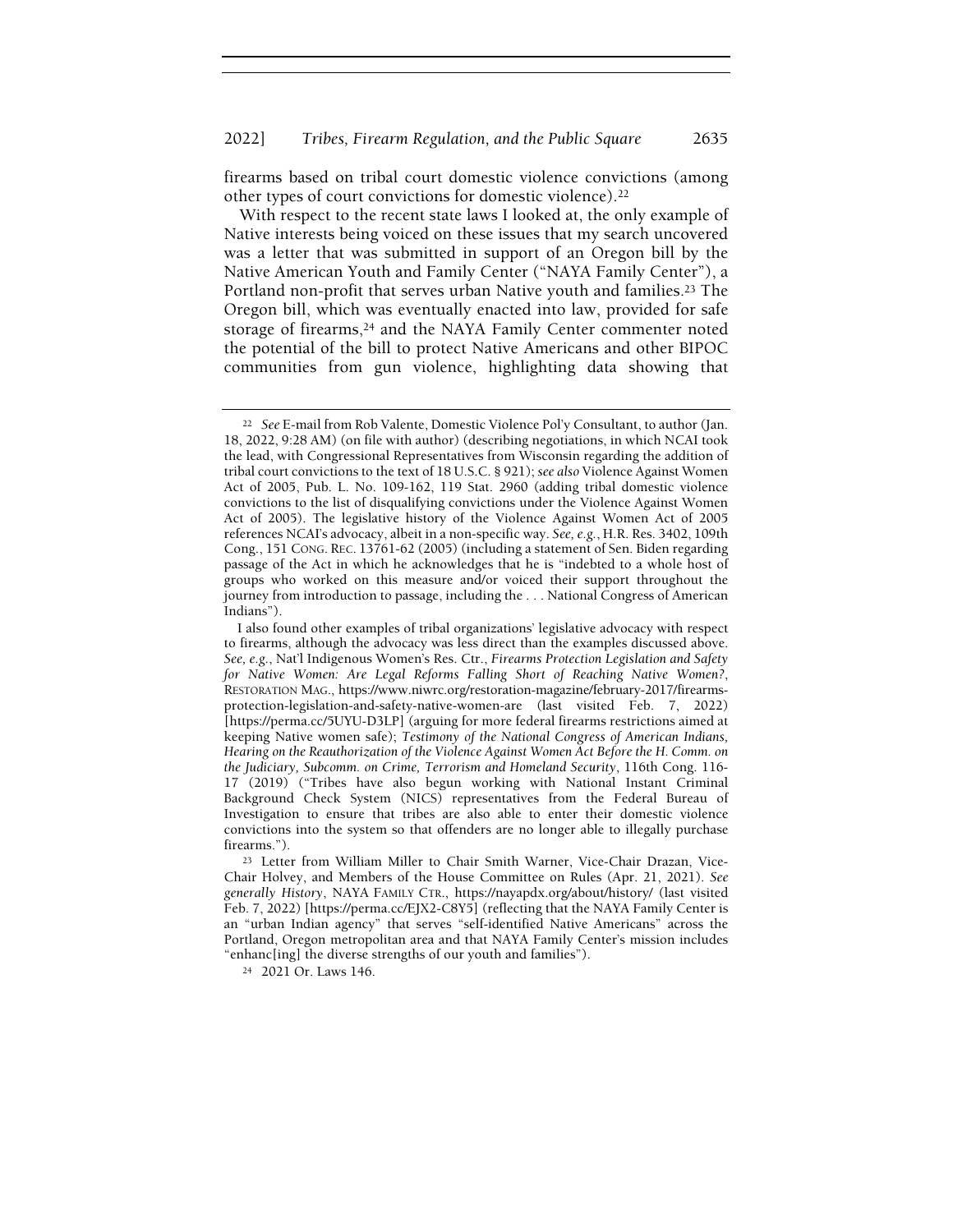firearms based on tribal court domestic violence convictions (among other types of court convictions for domestic violence).[22]

With respect to the recent state laws I looked at, the only example of Native interests being voiced on these issues that my search uncovered was a letter that was submitted in support of an Oregon bill by the Native American Youth and Family Center ("NAYA Family Center"), a Portland non-profit that serves urban Native youth and families.[23] The Oregon bill, which was eventually enacted into law, provided for safe storage of firearms,[24] and the NAYA Family Center commenter noted the potential of the bill to protect Native Americans and other BIPOC communities from gun violence, highlighting data showing that

---

[22] *See* E-mail from Rob Valente, Domestic Violence Pol'y Consultant, to author (Jan. 18, 2022, 9:28 AM) (on file with author) (describing negotiations, in which NCAI took the lead, with Congressional Representatives from Wisconsin regarding the addition of tribal court convictions to the text of 18 U.S.C. § 921); *see also* Violence Against Women Act of 2005, Pub. L. No. 109-162, 119 Stat. 2960 (adding tribal domestic violence convictions to the list of disqualifying convictions under the Violence Against Women Act of 2005). The legislative history of the Violence Against Women Act of 2005 references NCAI's advocacy, albeit in a non-specific way. *See, e.g.*, H.R. Res. 3402, 109th Cong., 151 CONG. REC. 13761-62 (2005) (including a statement of Sen. Biden regarding passage of the Act in which he acknowledges that he is "indebted to a whole host of groups who worked on this measure and/or voiced their support throughout the journey from introduction to passage, including the . . . National Congress of American Indians").

I also found other examples of tribal organizations' legislative advocacy with respect to firearms, although the advocacy was less direct than the examples discussed above. *See, e.g.*, Nat'l Indigenous Women's Res. Ctr., *Firearms Protection Legislation and Safety for Native Women: Are Legal Reforms Falling Short of Reaching Native Women?*, RESTORATION MAG., https://www.niwrc.org/restoration-magazine/february-2017/firearms-protection-legislation-and-safety-native-women-are (last visited Feb. 7, 2022) [https://perma.cc/5UYU-D3LP] (arguing for more federal firearms restrictions aimed at keeping Native women safe); *Testimony of the National Congress of American Indians, Hearing on the Reauthorization of the Violence Against Women Act Before the H. Comm. on the Judiciary, Subcomm. on Crime, Terrorism and Homeland Security*, 116th Cong. 116-17 (2019) ("Tribes have also begun working with National Instant Criminal Background Check System (NICS) representatives from the Federal Bureau of Investigation to ensure that tribes are also able to enter their domestic violence convictions into the system so that offenders are no longer able to illegally purchase firearms.").

[23] Letter from William Miller to Chair Smith Warner, Vice-Chair Drazan, Vice-Chair Holvey, and Members of the House Committee on Rules (Apr. 21, 2021). *See generally History*, NAYA FAMILY CTR., https://nayapdx.org/about/history/ (last visited Feb. 7, 2022) [https://perma.cc/EJX2-C8Y5] (reflecting that the NAYA Family Center is an "urban Indian agency" that serves "self-identified Native Americans" across the Portland, Oregon metropolitan area and that NAYA Family Center's mission includes "enhanc[ing] the diverse strengths of our youth and families").

[24] 2021 Or. Laws 146.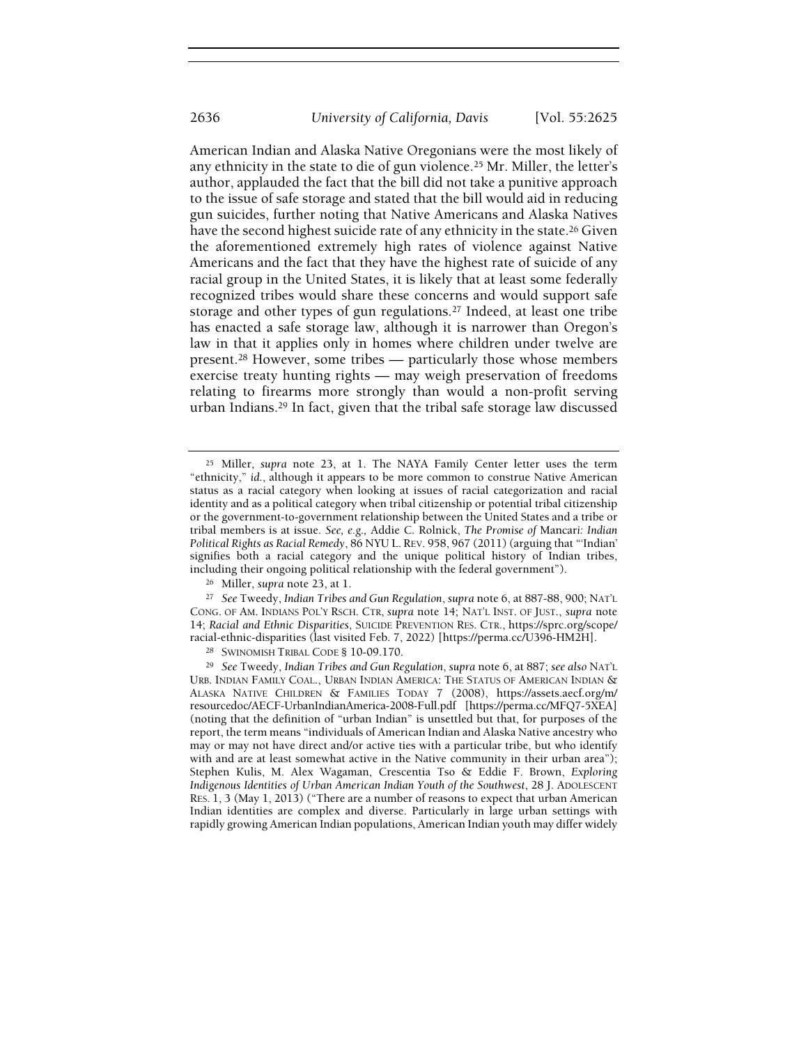American Indian and Alaska Native Oregonians were the most likely of any ethnicity in the state to die of gun violence.[25] Mr. Miller, the letter's author, applauded the fact that the bill did not take a punitive approach to the issue of safe storage and stated that the bill would aid in reducing gun suicides, further noting that Native Americans and Alaska Natives have the second highest suicide rate of any ethnicity in the state.[26] Given the aforementioned extremely high rates of violence against Native Americans and the fact that they have the highest rate of suicide of any racial group in the United States, it is likely that at least some federally recognized tribes would share these concerns and would support safe storage and other types of gun regulations.[27] Indeed, at least one tribe has enacted a safe storage law, although it is narrower than Oregon's law in that it applies only in homes where children under twelve are present.[28] However, some tribes — particularly those whose members exercise treaty hunting rights — may weigh preservation of freedoms relating to firearms more strongly than would a non-profit serving urban Indians.[29] In fact, given that the tribal safe storage law discussed

---

[25] Miller, *supra* note 23, at 1. The NAYA Family Center letter uses the term "ethnicity," *id.*, although it appears to be more common to construe Native American status as a racial category when looking at issues of racial categorization and racial identity and as a political category when tribal citizenship or potential tribal citizenship or the government-to-government relationship between the United States and a tribe or tribal members is at issue. *See, e.g.*, Addie C. Rolnick, *The Promise of* Mancari*: Indian Political Rights as Racial Remedy*, 86 NYU L. REV. 958, 967 (2011) (arguing that "'Indian' signifies both a racial category and the unique political history of Indian tribes, including their ongoing political relationship with the federal government").

[26] Miller, *supra* note 23, at 1.

[27] *See* Tweedy, *Indian Tribes and Gun Regulation*, *supra* note 6, at 887-88, 900; NAT'L CONG. OF AM. INDIANS POL'Y RSCH. CTR, *supra* note 14; NAT'L INST. OF JUST., *supra* note 14; *Racial and Ethnic Disparities*, SUICIDE PREVENTION RES. CTR., https://sprc.org/scope/racial-ethnic-disparities (last visited Feb. 7, 2022) [https://perma.cc/U396-HM2H].

[28] SWINOMISH TRIBAL CODE § 10-09.170.

[29] *See* Tweedy, *Indian Tribes and Gun Regulation*, *supra* note 6, at 887; *see also* NAT'L URB. INDIAN FAMILY COAL., URBAN INDIAN AMERICA: THE STATUS OF AMERICAN INDIAN & ALASKA NATIVE CHILDREN & FAMILIES TODAY 7 (2008), https://assets.aecf.org/m/resourcedoc/AECF-UrbanIndianAmerica-2008-Full.pdf [https://perma.cc/MFQ7-5XEA] (noting that the definition of "urban Indian" is unsettled but that, for purposes of the report, the term means "individuals of American Indian and Alaska Native ancestry who may or may not have direct and/or active ties with a particular tribe, but who identify with and are at least somewhat active in the Native community in their urban area"); Stephen Kulis, M. Alex Wagaman, Crescentia Tso & Eddie F. Brown, *Exploring Indigenous Identities of Urban American Indian Youth of the Southwest*, 28 J. ADOLESCENT RES. 1, 3 (May 1, 2013) ("There are a number of reasons to expect that urban American Indian identities are complex and diverse. Particularly in large urban settings with rapidly growing American Indian populations, American Indian youth may differ widely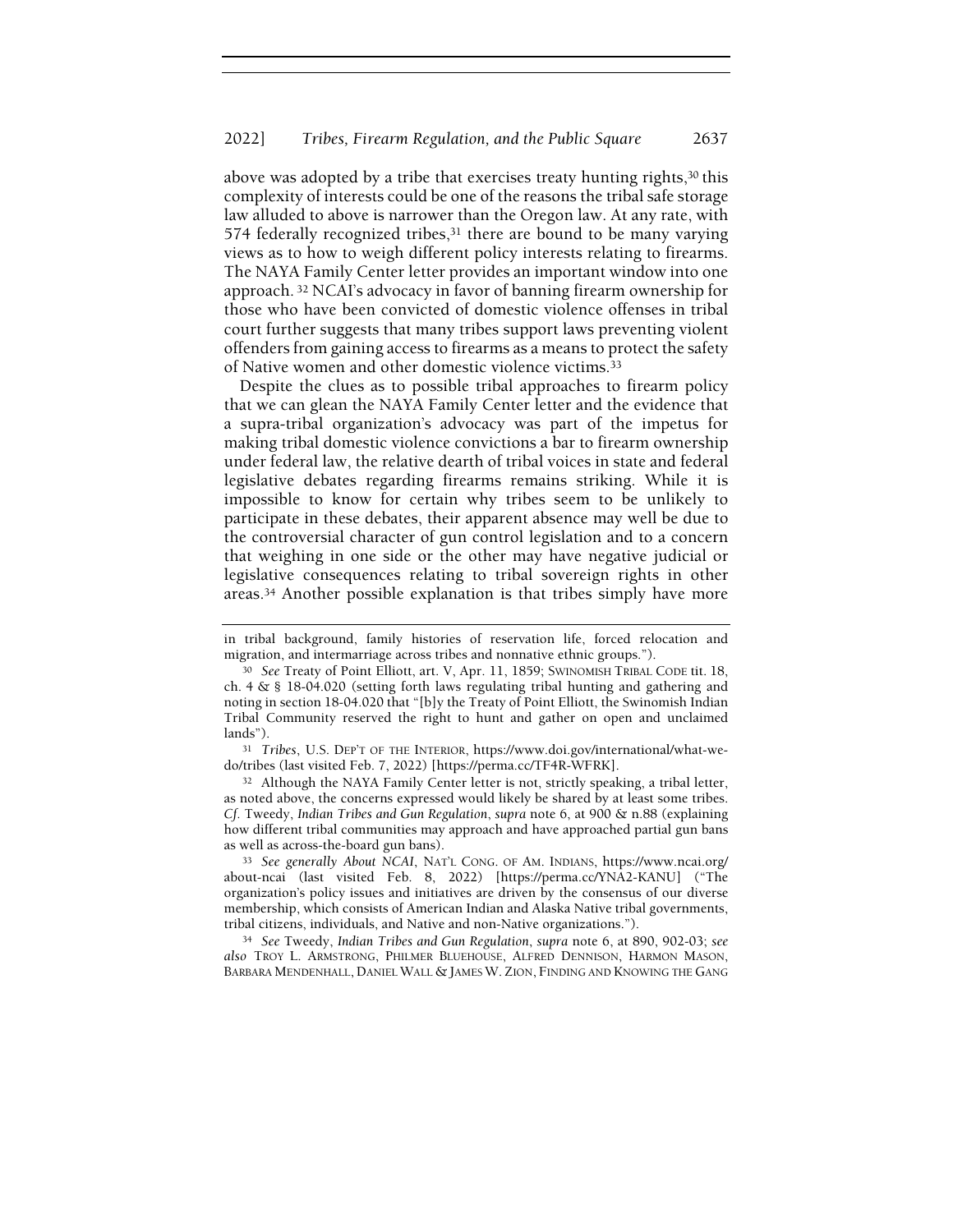above was adopted by a tribe that exercises treaty hunting rights,[30] this complexity of interests could be one of the reasons the tribal safe storage law alluded to above is narrower than the Oregon law. At any rate, with 574 federally recognized tribes,[31] there are bound to be many varying views as to how to weigh different policy interests relating to firearms. The NAYA Family Center letter provides an important window into one approach.[32] NCAI's advocacy in favor of banning firearm ownership for those who have been convicted of domestic violence offenses in tribal court further suggests that many tribes support laws preventing violent offenders from gaining access to firearms as a means to protect the safety of Native women and other domestic violence victims.[33]

Despite the clues as to possible tribal approaches to firearm policy that we can glean the NAYA Family Center letter and the evidence that a supra-tribal organization's advocacy was part of the impetus for making tribal domestic violence convictions a bar to firearm ownership under federal law, the relative dearth of tribal voices in state and federal legislative debates regarding firearms remains striking. While it is impossible to know for certain why tribes seem to be unlikely to participate in these debates, their apparent absence may well be due to the controversial character of gun control legislation and to a concern that weighing in one side or the other may have negative judicial or legislative consequences relating to tribal sovereign rights in other areas.[34] Another possible explanation is that tribes simply have more

---

in tribal background, family histories of reservation life, forced relocation and migration, and intermarriage across tribes and nonnative ethnic groups.").

[30] *See* Treaty of Point Elliott, art. V, Apr. 11, 1859; SWINOMISH TRIBAL CODE tit. 18, ch. 4 & § 18-04.020 (setting forth laws regulating tribal hunting and gathering and noting in section 18-04.020 that "[b]y the Treaty of Point Elliott, the Swinomish Indian Tribal Community reserved the right to hunt and gather on open and unclaimed lands").

[31] *Tribes*, U.S. DEP'T OF THE INTERIOR, https://www.doi.gov/international/what-we-do/tribes (last visited Feb. 7, 2022) [https://perma.cc/TF4R-WFRK].

[32] Although the NAYA Family Center letter is not, strictly speaking, a tribal letter, as noted above, the concerns expressed would likely be shared by at least some tribes. *Cf.* Tweedy, *Indian Tribes and Gun Regulation*, *supra* note 6, at 900 & n.88 (explaining how different tribal communities may approach and have approached partial gun bans as well as across-the-board gun bans).

[33] *See generally About NCAI*, NAT'L CONG. OF AM. INDIANS, https://www.ncai.org/about-ncai (last visited Feb. 8, 2022) [https://perma.cc/YNA2-KANU] ("The organization's policy issues and initiatives are driven by the consensus of our diverse membership, which consists of American Indian and Alaska Native tribal governments, tribal citizens, individuals, and Native and non-Native organizations.").

[34] *See* Tweedy, *Indian Tribes and Gun Regulation*, *supra* note 6, at 890, 902-03; *see also* TROY L. ARMSTRONG, PHILMER BLUEHOUSE, ALFRED DENNISON, HARMON MASON, BARBARA MENDENHALL, DANIEL WALL & JAMES W. ZION, FINDING AND KNOWING THE GANG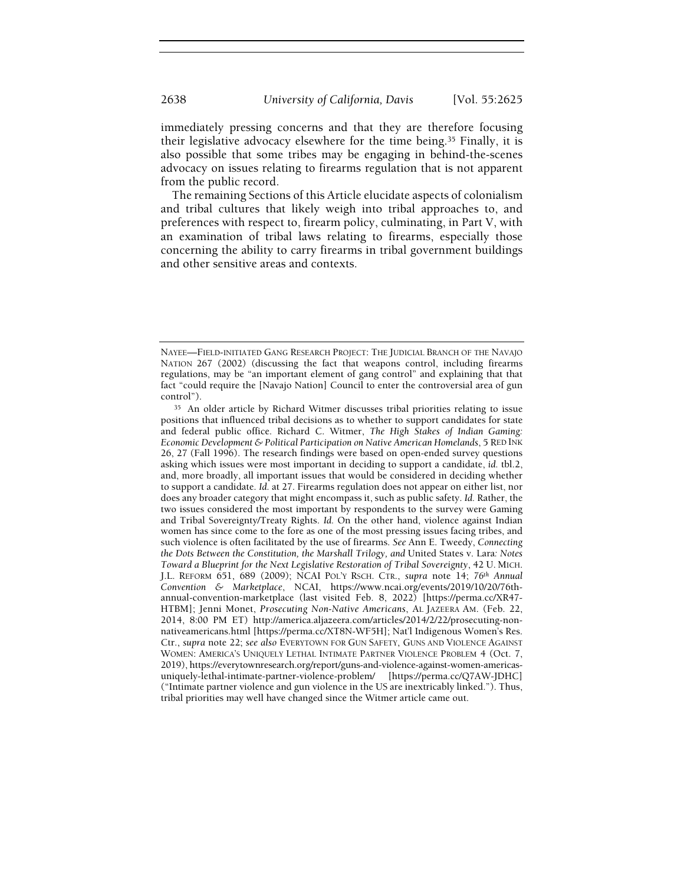immediately pressing concerns and that they are therefore focusing their legislative advocacy elsewhere for the time being.[35] Finally, it is also possible that some tribes may be engaging in behind-the-scenes advocacy on issues relating to firearms regulation that is not apparent from the public record.

The remaining Sections of this Article elucidate aspects of colonialism and tribal cultures that likely weigh into tribal approaches to, and preferences with respect to, firearm policy, culminating, in Part V, with an examination of tribal laws relating to firearms, especially those concerning the ability to carry firearms in tribal government buildings and other sensitive areas and contexts.

---

NAYEE—FIELD-INITIATED GANG RESEARCH PROJECT: THE JUDICIAL BRANCH OF THE NAVAJO NATION 267 (2002) (discussing the fact that weapons control, including firearms regulations, may be "an important element of gang control" and explaining that that fact "could require the [Navajo Nation] Council to enter the controversial area of gun control").

[35] An older article by Richard Witmer discusses tribal priorities relating to issue positions that influenced tribal decisions as to whether to support candidates for state and federal public office. Richard C. Witmer, *The High Stakes of Indian Gaming: Economic Development & Political Participation on Native American Homelands*, 5 RED INK 26, 27 (Fall 1996). The research findings were based on open-ended survey questions asking which issues were most important in deciding to support a candidate, *id.* tbl.2, and, more broadly, all important issues that would be considered in deciding whether to support a candidate. *Id.* at 27. Firearms regulation does not appear on either list, nor does any broader category that might encompass it, such as public safety. *Id.* Rather, the two issues considered the most important by respondents to the survey were Gaming and Tribal Sovereignty/Treaty Rights. *Id.* On the other hand, violence against Indian women has since come to the fore as one of the most pressing issues facing tribes, and such violence is often facilitated by the use of firearms. *See* Ann E. Tweedy, *Connecting the Dots Between the Constitution, the Marshall Trilogy, and* United States v. Lara*: Notes Toward a Blueprint for the Next Legislative Restoration of Tribal Sovereignty*, 42 U. MICH. J.L. REFORM 651, 689 (2009); NCAI POL'Y RSCH. CTR., *supra* note 14; *76th Annual Convention & Marketplace*, NCAI, https://www.ncai.org/events/2019/10/20/76th-annual-convention-marketplace (last visited Feb. 8, 2022) [https://perma.cc/XR47-HTBM]; Jenni Monet, *Prosecuting Non-Native Americans*, AL JAZEERA AM. (Feb. 22, 2014, 8:00 PM ET) http://america.aljazeera.com/articles/2014/2/22/prosecuting-non-nativeamericans.html [https://perma.cc/XT8N-WF5H]; Nat'l Indigenous Women's Res. Ctr., *supra* note 22; *see also* EVERYTOWN FOR GUN SAFETY, GUNS AND VIOLENCE AGAINST WOMEN: AMERICA'S UNIQUELY LETHAL INTIMATE PARTNER VIOLENCE PROBLEM 4 (Oct. 7, 2019), https://everytownresearch.org/report/guns-and-violence-against-women-americas-uniquely-lethal-intimate-partner-violence-problem/ [https://perma.cc/Q7AW-JDHC] ("Intimate partner violence and gun violence in the US are inextricably linked."). Thus, tribal priorities may well have changed since the Witmer article came out.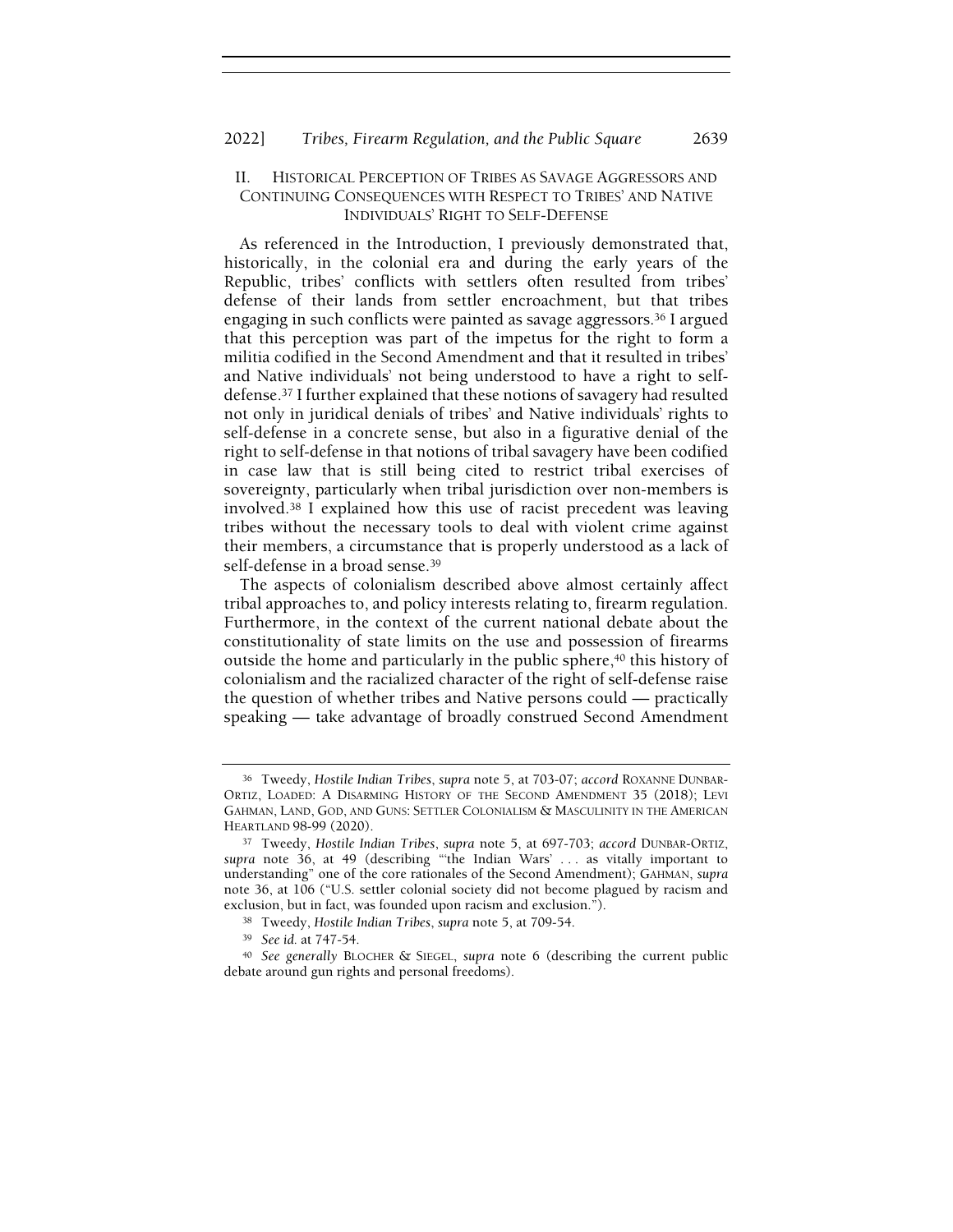## II. HISTORICAL PERCEPTION OF TRIBES AS SAVAGE AGGRESSORS AND CONTINUING CONSEQUENCES WITH RESPECT TO TRIBES' AND NATIVE INDIVIDUALS' RIGHT TO SELF-DEFENSE

As referenced in the Introduction, I previously demonstrated that, historically, in the colonial era and during the early years of the Republic, tribes' conflicts with settlers often resulted from tribes' defense of their lands from settler encroachment, but that tribes engaging in such conflicts were painted as savage aggressors.[36] I argued that this perception was part of the impetus for the right to form a militia codified in the Second Amendment and that it resulted in tribes' and Native individuals' not being understood to have a right to self-defense.[37] I further explained that these notions of savagery had resulted not only in juridical denials of tribes' and Native individuals' rights to self-defense in a concrete sense, but also in a figurative denial of the right to self-defense in that notions of tribal savagery have been codified in case law that is still being cited to restrict tribal exercises of sovereignty, particularly when tribal jurisdiction over non-members is involved.[38] I explained how this use of racist precedent was leaving tribes without the necessary tools to deal with violent crime against their members, a circumstance that is properly understood as a lack of self-defense in a broad sense.[39]

The aspects of colonialism described above almost certainly affect tribal approaches to, and policy interests relating to, firearm regulation. Furthermore, in the context of the current national debate about the constitutionality of state limits on the use and possession of firearms outside the home and particularly in the public sphere,[40] this history of colonialism and the racialized character of the right of self-defense raise the question of whether tribes and Native persons could — practically speaking — take advantage of broadly construed Second Amendment

---

[36] Tweedy, *Hostile Indian Tribes*, *supra* note 5, at 703-07; *accord* ROXANNE DUNBAR-ORTIZ, LOADED: A DISARMING HISTORY OF THE SECOND AMENDMENT 35 (2018); LEVI GAHMAN, LAND, GOD, AND GUNS: SETTLER COLONIALISM & MASCULINITY IN THE AMERICAN HEARTLAND 98-99 (2020).

[37] Tweedy, *Hostile Indian Tribes*, *supra* note 5, at 697-703; *accord* DUNBAR-ORTIZ, *supra* note 36, at 49 (describing "'the Indian Wars' . . . as vitally important to understanding" one of the core rationales of the Second Amendment); GAHMAN, *supra* note 36, at 106 ("U.S. settler colonial society did not become plagued by racism and exclusion, but in fact, was founded upon racism and exclusion.").

[38] Tweedy, *Hostile Indian Tribes*, *supra* note 5, at 709-54.

[39] *See id.* at 747-54.

[40] *See generally* BLOCHER & SIEGEL, *supra* note 6 (describing the current public debate around gun rights and personal freedoms).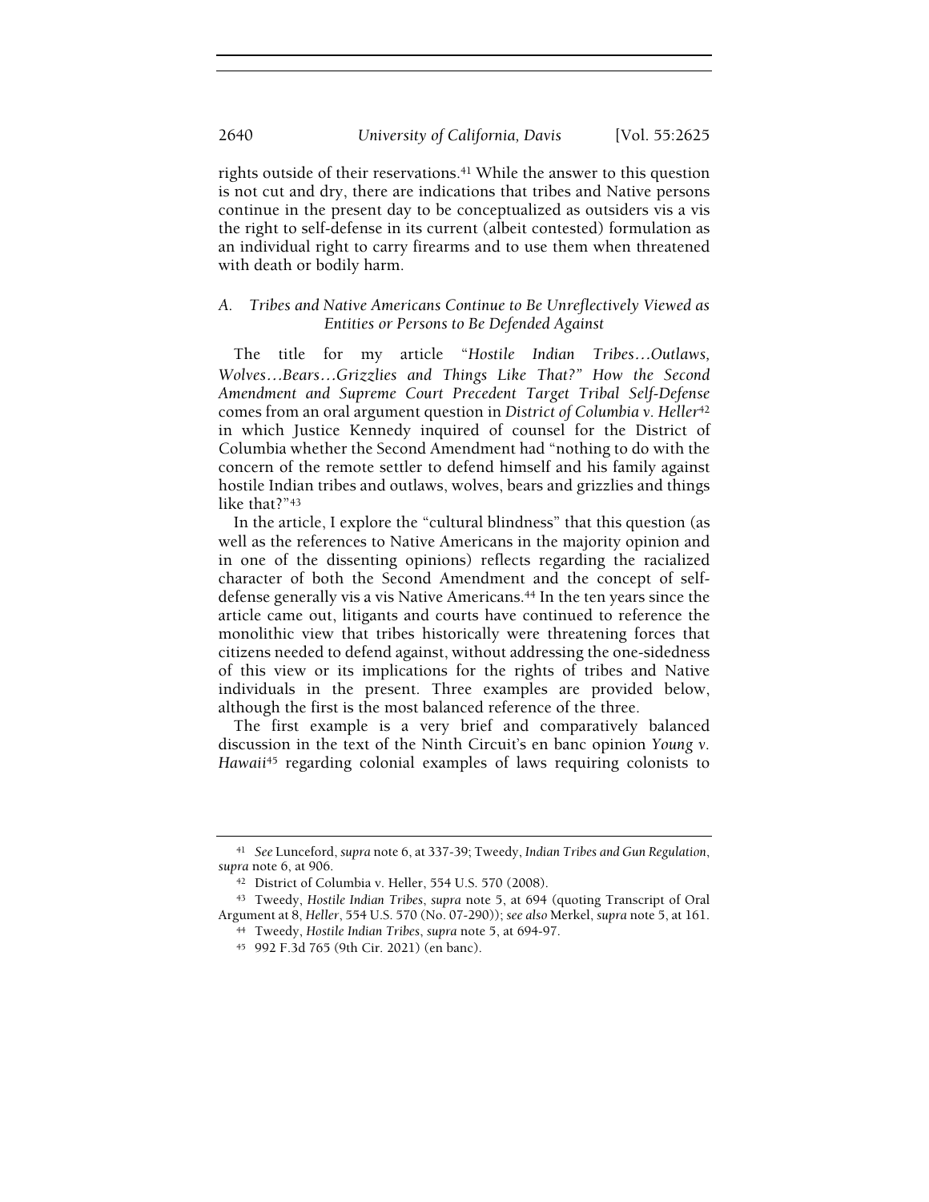rights outside of their reservations.[41] While the answer to this question is not cut and dry, there are indications that tribes and Native persons continue in the present day to be conceptualized as outsiders vis a vis the right to self-defense in its current (albeit contested) formulation as an individual right to carry firearms and to use them when threatened with death or bodily harm.

### *A. Tribes and Native Americans Continue to Be Unreflectively Viewed as Entities or Persons to Be Defended Against*

The title for my article "*Hostile Indian Tribes…Outlaws, Wolves…Bears…Grizzlies and Things Like That?" How the Second Amendment and Supreme Court Precedent Target Tribal Self-Defense* comes from an oral argument question in *District of Columbia v. Heller*[42] in which Justice Kennedy inquired of counsel for the District of Columbia whether the Second Amendment had "nothing to do with the concern of the remote settler to defend himself and his family against hostile Indian tribes and outlaws, wolves, bears and grizzlies and things like that?"[43]

In the article, I explore the "cultural blindness" that this question (as well as the references to Native Americans in the majority opinion and in one of the dissenting opinions) reflects regarding the racialized character of both the Second Amendment and the concept of self-defense generally vis a vis Native Americans.[44] In the ten years since the article came out, litigants and courts have continued to reference the monolithic view that tribes historically were threatening forces that citizens needed to defend against, without addressing the one-sidedness of this view or its implications for the rights of tribes and Native individuals in the present. Three examples are provided below, although the first is the most balanced reference of the three.

The first example is a very brief and comparatively balanced discussion in the text of the Ninth Circuit's en banc opinion *Young v. Hawaii*[45] regarding colonial examples of laws requiring colonists to

---

[41] *See* Lunceford, *supra* note 6, at 337-39; Tweedy, *Indian Tribes and Gun Regulation*, *supra* note 6, at 906.

[42] District of Columbia v. Heller, 554 U.S. 570 (2008).

[43] Tweedy, *Hostile Indian Tribes*, *supra* note 5, at 694 (quoting Transcript of Oral Argument at 8, *Heller*, 554 U.S. 570 (No. 07-290)); *see also* Merkel, *supra* note 5, at 161.

[44] Tweedy, *Hostile Indian Tribes*, *supra* note 5, at 694-97.

[45] 992 F.3d 765 (9th Cir. 2021) (en banc).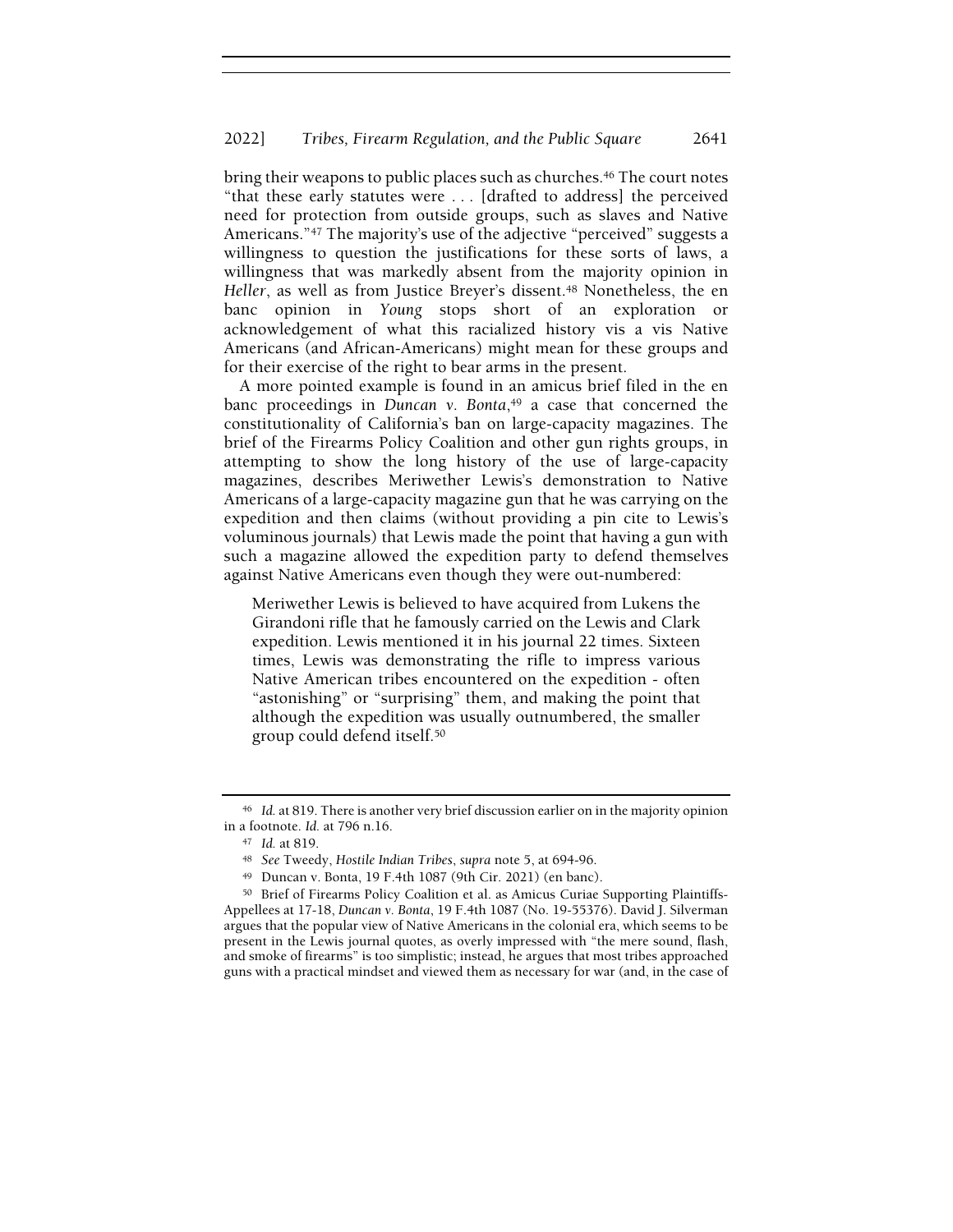bring their weapons to public places such as churches.[46] The court notes "that these early statutes were . . . [drafted to address] the perceived need for protection from outside groups, such as slaves and Native Americans."[47] The majority's use of the adjective "perceived" suggests a willingness to question the justifications for these sorts of laws, a willingness that was markedly absent from the majority opinion in *Heller*, as well as from Justice Breyer's dissent.[48] Nonetheless, the en banc opinion in *Young* stops short of an exploration or acknowledgement of what this racialized history vis a vis Native Americans (and African-Americans) might mean for these groups and for their exercise of the right to bear arms in the present.

A more pointed example is found in an amicus brief filed in the en banc proceedings in *Duncan v. Bonta*,[49] a case that concerned the constitutionality of California's ban on large-capacity magazines. The brief of the Firearms Policy Coalition and other gun rights groups, in attempting to show the long history of the use of large-capacity magazines, describes Meriwether Lewis's demonstration to Native Americans of a large-capacity magazine gun that he was carrying on the expedition and then claims (without providing a pin cite to Lewis's voluminous journals) that Lewis made the point that having a gun with such a magazine allowed the expedition party to defend themselves against Native Americans even though they were out-numbered:

> Meriwether Lewis is believed to have acquired from Lukens the Girandoni rifle that he famously carried on the Lewis and Clark expedition. Lewis mentioned it in his journal 22 times. Sixteen times, Lewis was demonstrating the rifle to impress various Native American tribes encountered on the expedition - often "astonishing" or "surprising" them, and making the point that although the expedition was usually outnumbered, the smaller group could defend itself.[50]

---

[46] *Id.* at 819. There is another very brief discussion earlier on in the majority opinion in a footnote. *Id.* at 796 n.16.

[47] *Id.* at 819.

[48] *See* Tweedy, *Hostile Indian Tribes*, *supra* note 5, at 694-96.

[49] Duncan v. Bonta, 19 F.4th 1087 (9th Cir. 2021) (en banc).

[50] Brief of Firearms Policy Coalition et al. as Amicus Curiae Supporting Plaintiffs-Appellees at 17-18, *Duncan v. Bonta*, 19 F.4th 1087 (No. 19-55376). David J. Silverman argues that the popular view of Native Americans in the colonial era, which seems to be present in the Lewis journal quotes, as overly impressed with "the mere sound, flash, and smoke of firearms" is too simplistic; instead, he argues that most tribes approached guns with a practical mindset and viewed them as necessary for war (and, in the case of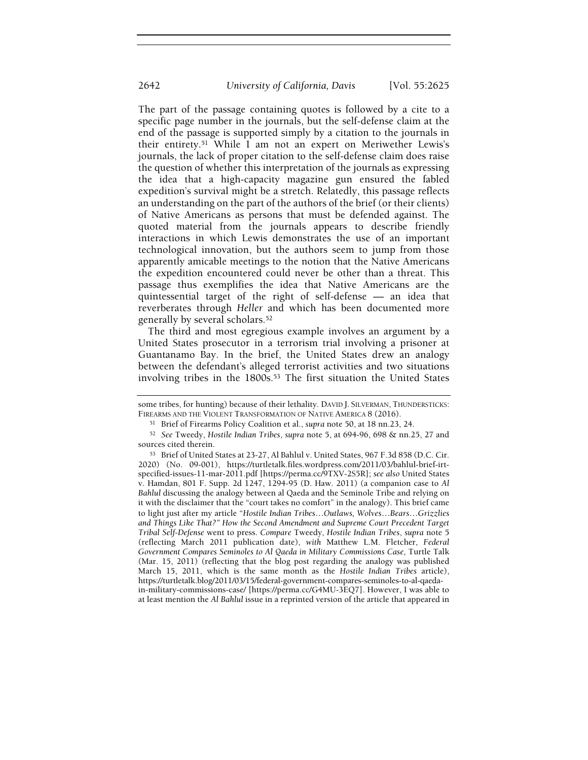The part of the passage containing quotes is followed by a cite to a specific page number in the journals, but the self-defense claim at the end of the passage is supported simply by a citation to the journals in their entirety.[51] While I am not an expert on Meriwether Lewis's journals, the lack of proper citation to the self-defense claim does raise the question of whether this interpretation of the journals as expressing the idea that a high-capacity magazine gun ensured the fabled expedition's survival might be a stretch. Relatedly, this passage reflects an understanding on the part of the authors of the brief (or their clients) of Native Americans as persons that must be defended against. The quoted material from the journals appears to describe friendly interactions in which Lewis demonstrates the use of an important technological innovation, but the authors seem to jump from those apparently amicable meetings to the notion that the Native Americans the expedition encountered could never be other than a threat. This passage thus exemplifies the idea that Native Americans are the quintessential target of the right of self-defense — an idea that reverberates through *Heller* and which has been documented more generally by several scholars.[52]

The third and most egregious example involves an argument by a United States prosecutor in a terrorism trial involving a prisoner at Guantanamo Bay. In the brief, the United States drew an analogy between the defendant's alleged terrorist activities and two situations involving tribes in the 1800s.[53] The first situation the United States

---

some tribes, for hunting) because of their lethality. DAVID J. SILVERMAN, THUNDERSTICKS: FIREARMS AND THE VIOLENT TRANSFORMATION OF NATIVE AMERICA 8 (2016).

[51] Brief of Firearms Policy Coalition et al., *supra* note 50, at 18 nn.23, 24.

[52] *See* Tweedy, *Hostile Indian Tribes*, *supra* note 5, at 694-96, 698 & nn.25, 27 and sources cited therein.

[53] Brief of United States at 23-27, Al Bahlul v. United States, 967 F.3d 858 (D.C. Cir. 2020) (No. 09-001), https://turtletalk.files.wordpress.com/2011/03/bahlul-brief-irt-specified-issues-11-mar-2011.pdf [https://perma.cc/9TXV-2S5R]; *see also* United States v. Hamdan, 801 F. Supp. 2d 1247, 1294-95 (D. Haw. 2011) (a companion case to *Al Bahlul* discussing the analogy between al Qaeda and the Seminole Tribe and relying on it with the disclaimer that the "court takes no comfort" in the analogy). This brief came to light just after my article "*Hostile Indian Tribes…Outlaws, Wolves…Bears…Grizzlies and Things Like That?" How the Second Amendment and Supreme Court Precedent Target Tribal Self-Defense* went to press. *Compare* Tweedy, *Hostile Indian Tribes*, *supra* note 5 (reflecting March 2011 publication date), *with* Matthew L.M. Fletcher, *Federal Government Compares Seminoles to Al Qaeda in Military Commissions Case*, Turtle Talk (Mar. 15, 2011) (reflecting that the blog post regarding the analogy was published March 15, 2011, which is the same month as the *Hostile Indian Tribes* article), https://turtletalk.blog/2011/03/15/federal-government-compares-seminoles-to-al-qaeda-in-military-commissions-case/ [https://perma.cc/G4MU-3EQ7]. However, I was able to at least mention the *Al Bahlul* issue in a reprinted version of the article that appeared in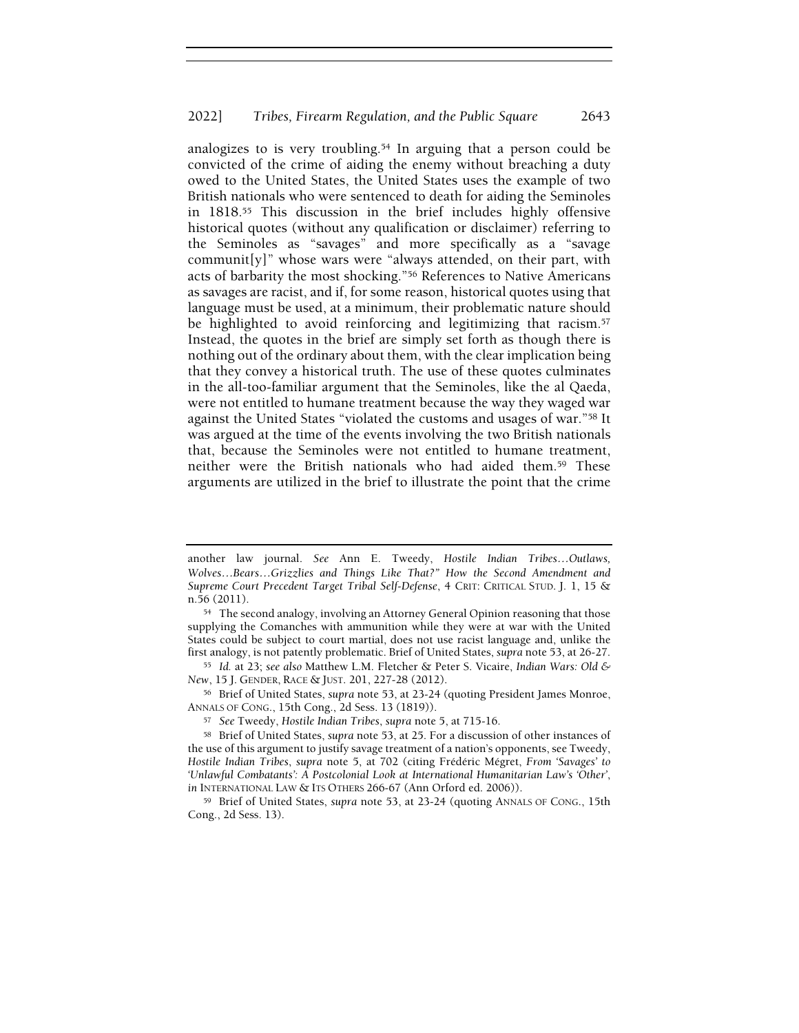analogizes to is very troubling.[54] In arguing that a person could be convicted of the crime of aiding the enemy without breaching a duty owed to the United States, the United States uses the example of two British nationals who were sentenced to death for aiding the Seminoles in 1818.[55] This discussion in the brief includes highly offensive historical quotes (without any qualification or disclaimer) referring to the Seminoles as "savages" and more specifically as a "savage communit[y]" whose wars were "always attended, on their part, with acts of barbarity the most shocking."[56] References to Native Americans as savages are racist, and if, for some reason, historical quotes using that language must be used, at a minimum, their problematic nature should be highlighted to avoid reinforcing and legitimizing that racism.[57] Instead, the quotes in the brief are simply set forth as though there is nothing out of the ordinary about them, with the clear implication being that they convey a historical truth. The use of these quotes culminates in the all-too-familiar argument that the Seminoles, like the al Qaeda, were not entitled to humane treatment because the way they waged war against the United States "violated the customs and usages of war."[58] It was argued at the time of the events involving the two British nationals that, because the Seminoles were not entitled to humane treatment, neither were the British nationals who had aided them.[59] These arguments are utilized in the brief to illustrate the point that the crime

---

another law journal. *See* Ann E. Tweedy, *Hostile Indian Tribes…Outlaws, Wolves…Bears…Grizzlies and Things Like That?" How the Second Amendment and Supreme Court Precedent Target Tribal Self-Defense*, 4 CRIT: CRITICAL STUD. J. 1, 15 & n.56 (2011).

[54] The second analogy, involving an Attorney General Opinion reasoning that those supplying the Comanches with ammunition while they were at war with the United States could be subject to court martial, does not use racist language and, unlike the first analogy, is not patently problematic. Brief of United States, *supra* note 53, at 26-27.

[55] *Id.* at 23; *see also* Matthew L.M. Fletcher & Peter S. Vicaire, *Indian Wars: Old & New*, 15 J. GENDER, RACE & JUST. 201, 227-28 (2012).

[56] Brief of United States, *supra* note 53, at 23-24 (quoting President James Monroe, ANNALS OF CONG., 15th Cong., 2d Sess. 13 (1819)).

[57] *See* Tweedy, *Hostile Indian Tribes*, *supra* note 5, at 715-16.

[58] Brief of United States, *supra* note 53, at 25. For a discussion of other instances of the use of this argument to justify savage treatment of a nation's opponents, see Tweedy, *Hostile Indian Tribes*, *supra* note 5, at 702 (citing Frédéric Mégret, *From 'Savages' to 'Unlawful Combatants': A Postcolonial Look at International Humanitarian Law's 'Other'*, *in* INTERNATIONAL LAW & ITS OTHERS 266-67 (Ann Orford ed. 2006)).

[59] Brief of United States, *supra* note 53, at 23-24 (quoting ANNALS OF CONG., 15th Cong., 2d Sess. 13).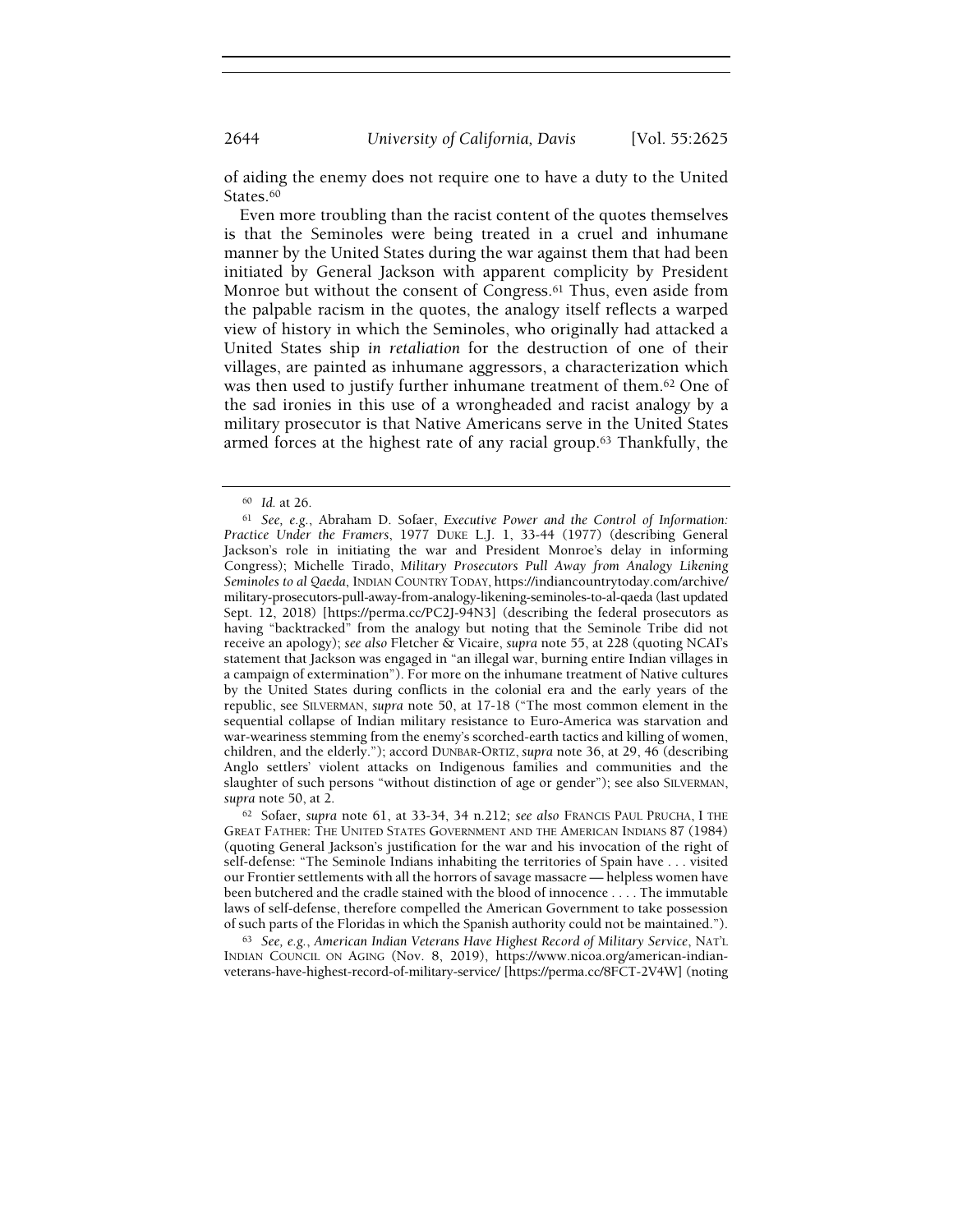of aiding the enemy does not require one to have a duty to the United States.[60]

Even more troubling than the racist content of the quotes themselves is that the Seminoles were being treated in a cruel and inhumane manner by the United States during the war against them that had been initiated by General Jackson with apparent complicity by President Monroe but without the consent of Congress.[61] Thus, even aside from the palpable racism in the quotes, the analogy itself reflects a warped view of history in which the Seminoles, who originally had attacked a United States ship *in retaliation* for the destruction of one of their villages, are painted as inhumane aggressors, a characterization which was then used to justify further inhumane treatment of them.[62] One of the sad ironies in this use of a wrongheaded and racist analogy by a military prosecutor is that Native Americans serve in the United States armed forces at the highest rate of any racial group.[63] Thankfully, the

---

[60] *Id.* at 26.

[61] *See, e.g.*, Abraham D. Sofaer, *Executive Power and the Control of Information: Practice Under the Framers*, 1977 DUKE L.J. 1, 33-44 (1977) (describing General Jackson's role in initiating the war and President Monroe's delay in informing Congress); Michelle Tirado, *Military Prosecutors Pull Away from Analogy Likening Seminoles to al Qaeda*, INDIAN COUNTRY TODAY, https://indiancountrytoday.com/archive/military-prosecutors-pull-away-from-analogy-likening-seminoles-to-al-qaeda (last updated Sept. 12, 2018) [https://perma.cc/PC2J-94N3] (describing the federal prosecutors as having "backtracked" from the analogy but noting that the Seminole Tribe did not receive an apology); *see also* Fletcher & Vicaire, *supra* note 55, at 228 (quoting NCAI's statement that Jackson was engaged in "an illegal war, burning entire Indian villages in a campaign of extermination"). For more on the inhumane treatment of Native cultures by the United States during conflicts in the colonial era and the early years of the republic, see SILVERMAN, *supra* note 50, at 17-18 ("The most common element in the sequential collapse of Indian military resistance to Euro-America was starvation and war-weariness stemming from the enemy's scorched-earth tactics and killing of women, children, and the elderly."); accord DUNBAR-ORTIZ, *supra* note 36, at 29, 46 (describing Anglo settlers' violent attacks on Indigenous families and communities and the slaughter of such persons "without distinction of age or gender"); see also SILVERMAN, *supra* note 50, at 2.

[62] Sofaer, *supra* note 61, at 33-34, 34 n.212; *see also* FRANCIS PAUL PRUCHA, I THE GREAT FATHER: THE UNITED STATES GOVERNMENT AND THE AMERICAN INDIANS 87 (1984) (quoting General Jackson's justification for the war and his invocation of the right of self-defense: "The Seminole Indians inhabiting the territories of Spain have . . . visited our Frontier settlements with all the horrors of savage massacre — helpless women have been butchered and the cradle stained with the blood of innocence . . . . The immutable laws of self-defense, therefore compelled the American Government to take possession of such parts of the Floridas in which the Spanish authority could not be maintained.").

[63] *See, e.g.*, *American Indian Veterans Have Highest Record of Military Service*, NAT'L INDIAN COUNCIL ON AGING (Nov. 8, 2019), https://www.nicoa.org/american-indian-veterans-have-highest-record-of-military-service/ [https://perma.cc/8FCT-2V4W] (noting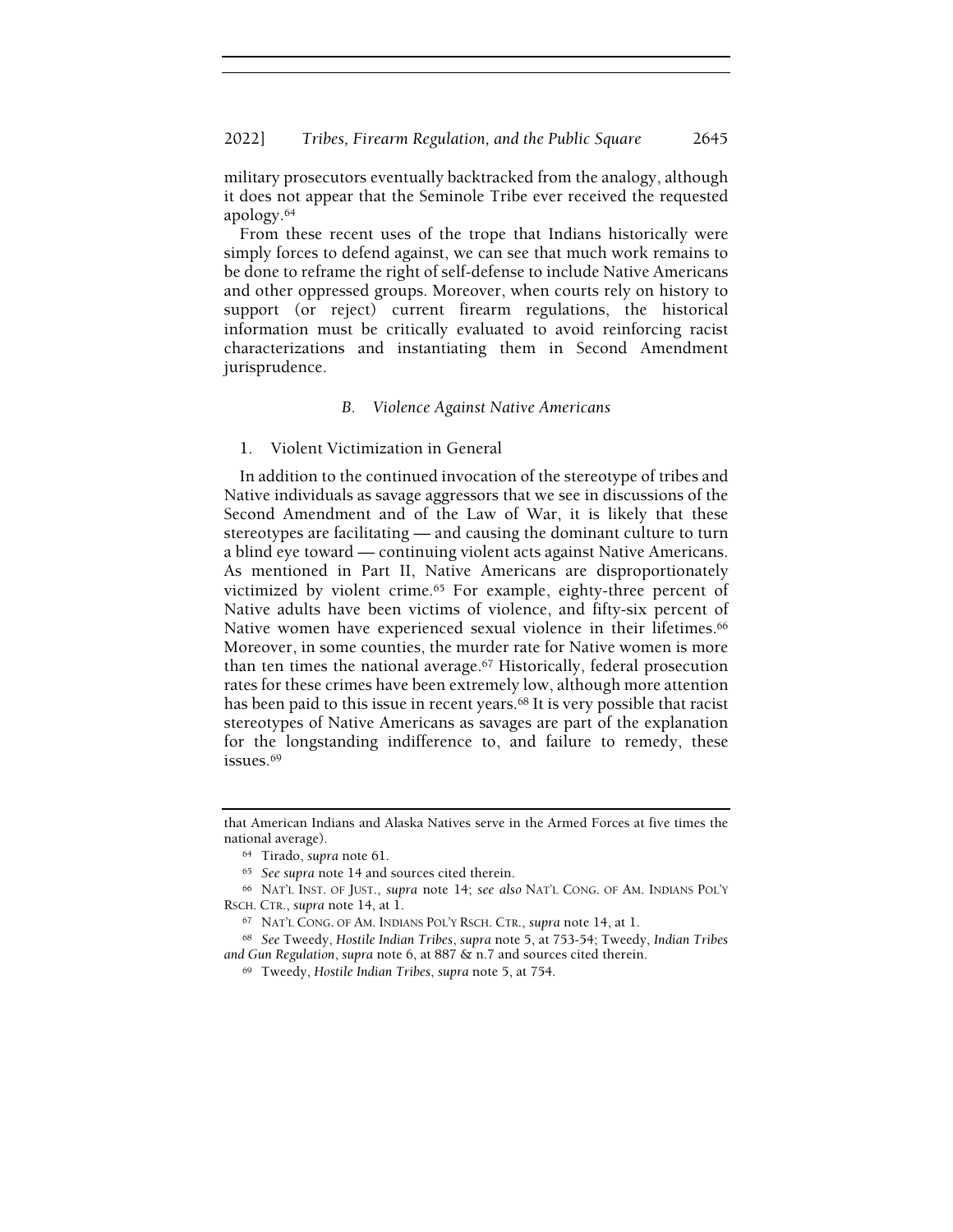military prosecutors eventually backtracked from the analogy, although it does not appear that the Seminole Tribe ever received the requested apology.[64]

From these recent uses of the trope that Indians historically were simply forces to defend against, we can see that much work remains to be done to reframe the right of self-defense to include Native Americans and other oppressed groups. Moreover, when courts rely on history to support (or reject) current firearm regulations, the historical information must be critically evaluated to avoid reinforcing racist characterizations and instantiating them in Second Amendment jurisprudence.

### B. Violence Against Native Americans

#### 1. Violent Victimization in General

In addition to the continued invocation of the stereotype of tribes and Native individuals as savage aggressors that we see in discussions of the Second Amendment and of the Law of War, it is likely that these stereotypes are facilitating — and causing the dominant culture to turn a blind eye toward — continuing violent acts against Native Americans. As mentioned in Part II, Native Americans are disproportionately victimized by violent crime.[65] For example, eighty-three percent of Native adults have been victims of violence, and fifty-six percent of Native women have experienced sexual violence in their lifetimes.[66] Moreover, in some counties, the murder rate for Native women is more than ten times the national average.[67] Historically, federal prosecution rates for these crimes have been extremely low, although more attention has been paid to this issue in recent years.[68] It is very possible that racist stereotypes of Native Americans as savages are part of the explanation for the longstanding indifference to, and failure to remedy, these issues.[69]

---

that American Indians and Alaska Natives serve in the Armed Forces at five times the national average).

[64] Tirado, *supra* note 61.

[65] *See supra* note 14 and sources cited therein.

[66] NAT'L INST. OF JUST., *supra* note 14; *see also* NAT'L CONG. OF AM. INDIANS POL'Y RSCH. CTR., *supra* note 14, at 1.

[67] NAT'L CONG. OF AM. INDIANS POL'Y RSCH. CTR., *supra* note 14, at 1.

[68] *See* Tweedy, *Hostile Indian Tribes*, *supra* note 5, at 753-54; Tweedy, *Indian Tribes and Gun Regulation*, *supra* note 6, at 887 & n.7 and sources cited therein.

[69] Tweedy, *Hostile Indian Tribes*, *supra* note 5, at 754.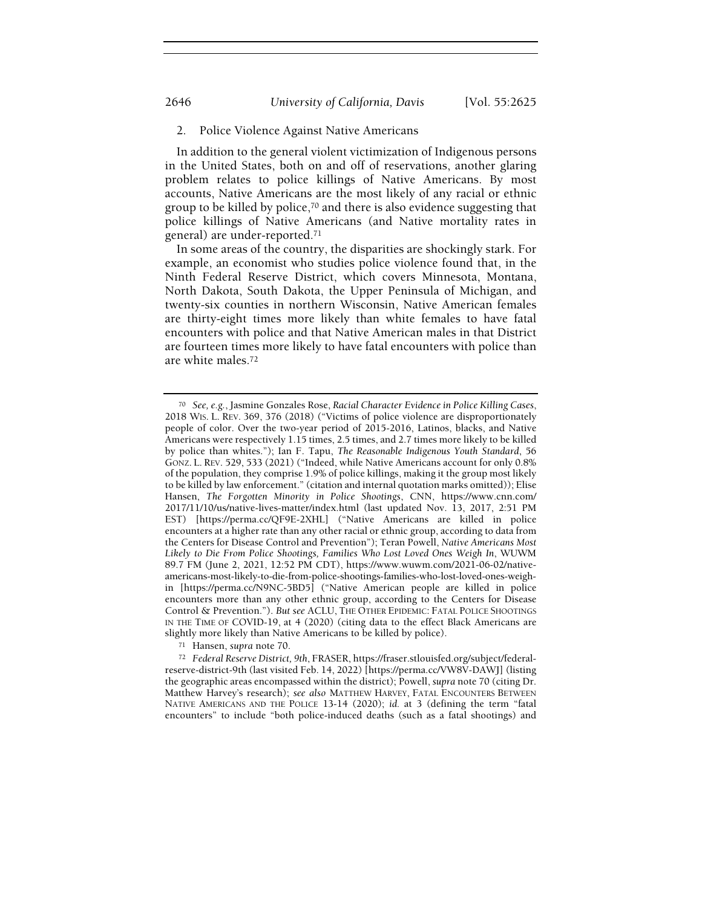### 2. Police Violence Against Native Americans

In addition to the general violent victimization of Indigenous persons in the United States, both on and off of reservations, another glaring problem relates to police killings of Native Americans. By most accounts, Native Americans are the most likely of any racial or ethnic group to be killed by police,[70] and there is also evidence suggesting that police killings of Native Americans (and Native mortality rates in general) are under-reported.[71]

In some areas of the country, the disparities are shockingly stark. For example, an economist who studies police violence found that, in the Ninth Federal Reserve District, which covers Minnesota, Montana, North Dakota, South Dakota, the Upper Peninsula of Michigan, and twenty-six counties in northern Wisconsin, Native American females are thirty-eight times more likely than white females to have fatal encounters with police and that Native American males in that District are fourteen times more likely to have fatal encounters with police than are white males.[72]

---

[70] *See, e.g.*, Jasmine Gonzales Rose, *Racial Character Evidence in Police Killing Cases*, 2018 WIS. L. REV. 369, 376 (2018) ("Victims of police violence are disproportionately people of color. Over the two-year period of 2015-2016, Latinos, blacks, and Native Americans were respectively 1.15 times, 2.5 times, and 2.7 times more likely to be killed by police than whites."); Ian F. Tapu, *The Reasonable Indigenous Youth Standard*, 56 GONZ. L. REV. 529, 533 (2021) ("Indeed, while Native Americans account for only 0.8% of the population, they comprise 1.9% of police killings, making it the group most likely to be killed by law enforcement." (citation and internal quotation marks omitted)); Elise Hansen, *The Forgotten Minority in Police Shootings*, CNN, https://www.cnn.com/2017/11/10/us/native-lives-matter/index.html (last updated Nov. 13, 2017, 2:51 PM EST) [https://perma.cc/QF9E-2XHL] ("Native Americans are killed in police encounters at a higher rate than any other racial or ethnic group, according to data from the Centers for Disease Control and Prevention"); Teran Powell, *Native Americans Most Likely to Die From Police Shootings, Families Who Lost Loved Ones Weigh In*, WUWM 89.7 FM (June 2, 2021, 12:52 PM CDT), https://www.wuwm.com/2021-06-02/native-americans-most-likely-to-die-from-police-shootings-families-who-lost-loved-ones-weigh-in [https://perma.cc/N9NC-5BD5] ("Native American people are killed in police encounters more than any other ethnic group, according to the Centers for Disease Control & Prevention."). *But see* ACLU, THE OTHER EPIDEMIC: FATAL POLICE SHOOTINGS IN THE TIME OF COVID-19, at 4 (2020) (citing data to the effect Black Americans are slightly more likely than Native Americans to be killed by police).

[71] Hansen, *supra* note 70.

[72] *Federal Reserve District, 9th*, FRASER, https://fraser.stlouisfed.org/subject/federal-reserve-district-9th (last visited Feb. 14, 2022) [https://perma.cc/VW8V-DAWJ] (listing the geographic areas encompassed within the district); Powell, *supra* note 70 (citing Dr. Matthew Harvey's research); *see also* MATTHEW HARVEY, FATAL ENCOUNTERS BETWEEN NATIVE AMERICANS AND THE POLICE 13-14 (2020); *id.* at 3 (defining the term "fatal encounters" to include "both police-induced deaths (such as a fatal shootings) and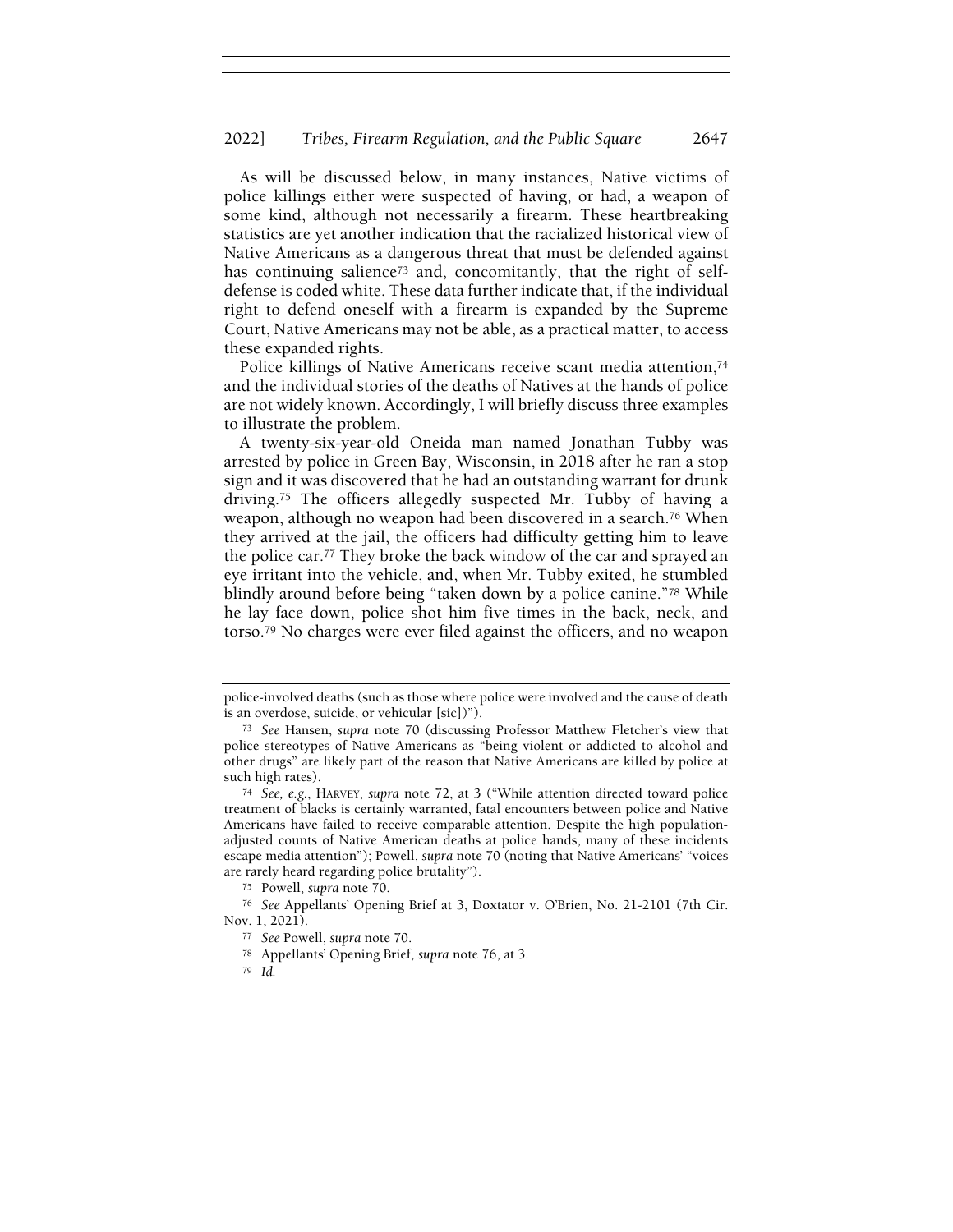As will be discussed below, in many instances, Native victims of police killings either were suspected of having, or had, a weapon of some kind, although not necessarily a firearm. These heartbreaking statistics are yet another indication that the racialized historical view of Native Americans as a dangerous threat that must be defended against has continuing salience[73] and, concomitantly, that the right of self-defense is coded white. These data further indicate that, if the individual right to defend oneself with a firearm is expanded by the Supreme Court, Native Americans may not be able, as a practical matter, to access these expanded rights.

Police killings of Native Americans receive scant media attention,[74] and the individual stories of the deaths of Natives at the hands of police are not widely known. Accordingly, I will briefly discuss three examples to illustrate the problem.

A twenty-six-year-old Oneida man named Jonathan Tubby was arrested by police in Green Bay, Wisconsin, in 2018 after he ran a stop sign and it was discovered that he had an outstanding warrant for drunk driving.[75] The officers allegedly suspected Mr. Tubby of having a weapon, although no weapon had been discovered in a search.[76] When they arrived at the jail, the officers had difficulty getting him to leave the police car.[77] They broke the back window of the car and sprayed an eye irritant into the vehicle, and, when Mr. Tubby exited, he stumbled blindly around before being "taken down by a police canine."[78] While he lay face down, police shot him five times in the back, neck, and torso.[79] No charges were ever filed against the officers, and no weapon

---

police-involved deaths (such as those where police were involved and the cause of death is an overdose, suicide, or vehicular [sic])").

[73] *See* Hansen, *supra* note 70 (discussing Professor Matthew Fletcher's view that police stereotypes of Native Americans as "being violent or addicted to alcohol and other drugs" are likely part of the reason that Native Americans are killed by police at such high rates).

[74] *See, e.g.*, HARVEY, *supra* note 72, at 3 ("While attention directed toward police treatment of blacks is certainly warranted, fatal encounters between police and Native Americans have failed to receive comparable attention. Despite the high population-adjusted counts of Native American deaths at police hands, many of these incidents escape media attention"); Powell, *supra* note 70 (noting that Native Americans' "voices are rarely heard regarding police brutality").

[75] Powell, *supra* note 70.

[76] *See* Appellants' Opening Brief at 3, Doxtator v. O'Brien, No. 21-2101 (7th Cir. Nov. 1, 2021).

[77] *See* Powell, *supra* note 70.

[78] Appellants' Opening Brief, *supra* note 76, at 3.

[79] *Id.*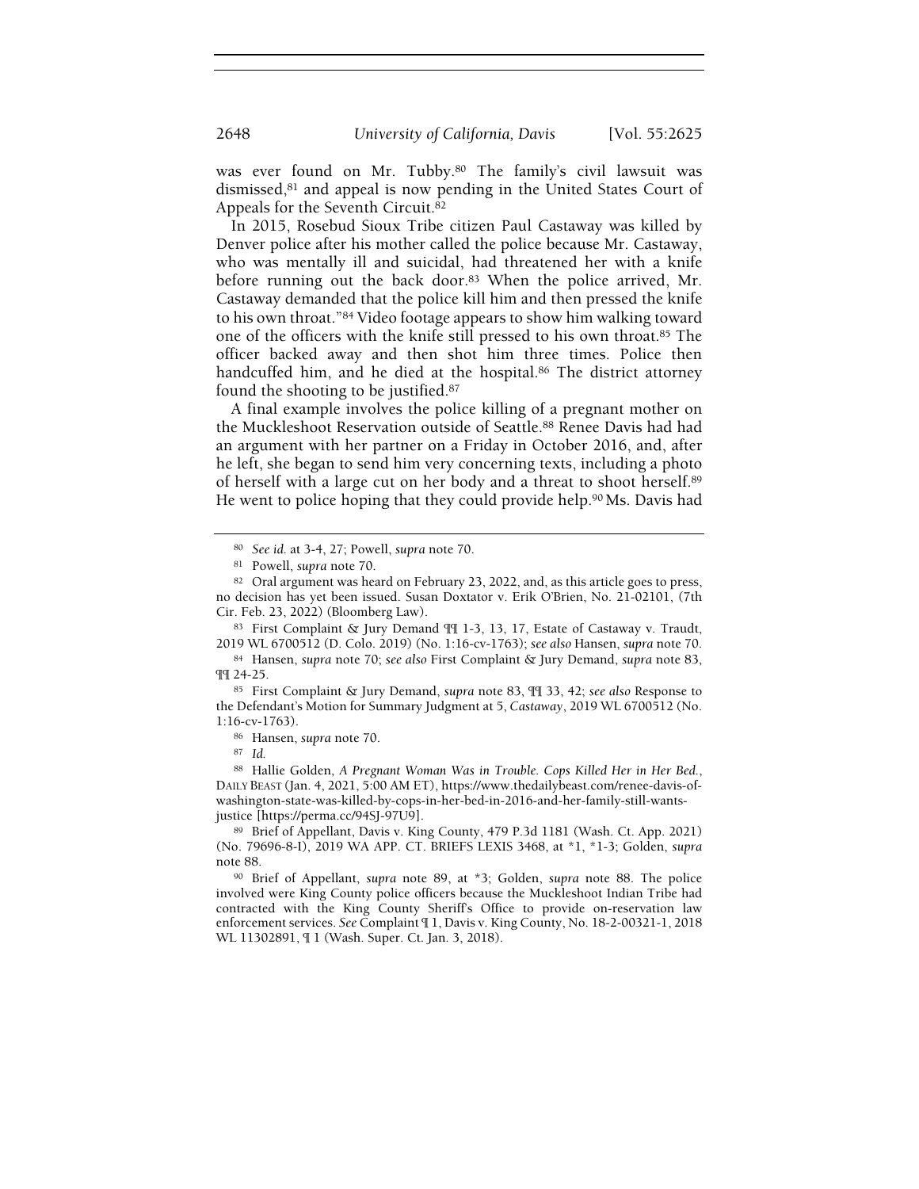was ever found on Mr. Tubby.[80] The family's civil lawsuit was dismissed,[81] and appeal is now pending in the United States Court of Appeals for the Seventh Circuit.[82]

In 2015, Rosebud Sioux Tribe citizen Paul Castaway was killed by Denver police after his mother called the police because Mr. Castaway, who was mentally ill and suicidal, had threatened her with a knife before running out the back door.[83] When the police arrived, Mr. Castaway demanded that the police kill him and then pressed the knife to his own throat."[84] Video footage appears to show him walking toward one of the officers with the knife still pressed to his own throat.[85] The officer backed away and then shot him three times. Police then handcuffed him, and he died at the hospital.[86] The district attorney found the shooting to be justified.[87]

A final example involves the police killing of a pregnant mother on the Muckleshoot Reservation outside of Seattle.[88] Renee Davis had had an argument with her partner on a Friday in October 2016, and, after he left, she began to send him very concerning texts, including a photo of herself with a large cut on her body and a threat to shoot herself.[89] He went to police hoping that they could provide help.[90] Ms. Davis had

---

[80] *See id.* at 3-4, 27; Powell, *supra* note 70.

[81] Powell, *supra* note 70.

[82] Oral argument was heard on February 23, 2022, and, as this article goes to press, no decision has yet been issued. Susan Doxtator v. Erik O'Brien, No. 21-02101, (7th Cir. Feb. 23, 2022) (Bloomberg Law).

[83] First Complaint & Jury Demand ¶¶ 1-3, 13, 17, Estate of Castaway v. Traudt, 2019 WL 6700512 (D. Colo. 2019) (No. 1:16-cv-1763); *see also* Hansen, *supra* note 70.

[84] Hansen, *supra* note 70; *see also* First Complaint & Jury Demand, *supra* note 83, ¶¶ 24-25.

[85] First Complaint & Jury Demand, *supra* note 83, ¶¶ 33, 42; *see also* Response to the Defendant's Motion for Summary Judgment at 5, *Castaway*, 2019 WL 6700512 (No. 1:16-cv-1763).

[86] Hansen, *supra* note 70.

[87] *Id.*

[88] Hallie Golden, *A Pregnant Woman Was in Trouble. Cops Killed Her in Her Bed.*, DAILY BEAST (Jan. 4, 2021, 5:00 AM ET), https://www.thedailybeast.com/renee-davis-of-washington-state-was-killed-by-cops-in-her-bed-in-2016-and-her-family-still-wants-justice [https://perma.cc/94SJ-97U9].

[89] Brief of Appellant, Davis v. King County, 479 P.3d 1181 (Wash. Ct. App. 2021) (No. 79696-8-I), 2019 WA APP. CT. BRIEFS LEXIS 3468, at *1, *1-3; Golden, *supra* note 88.

[90] Brief of Appellant, *supra* note 89, at *3; Golden, *supra* note 88. The police involved were King County police officers because the Muckleshoot Indian Tribe had contracted with the King County Sheriff's Office to provide on-reservation law enforcement services. *See* Complaint ¶ 1, Davis v. King County, No. 18-2-00321-1, 2018 WL 11302891, ¶ 1 (Wash. Super. Ct. Jan. 3, 2018).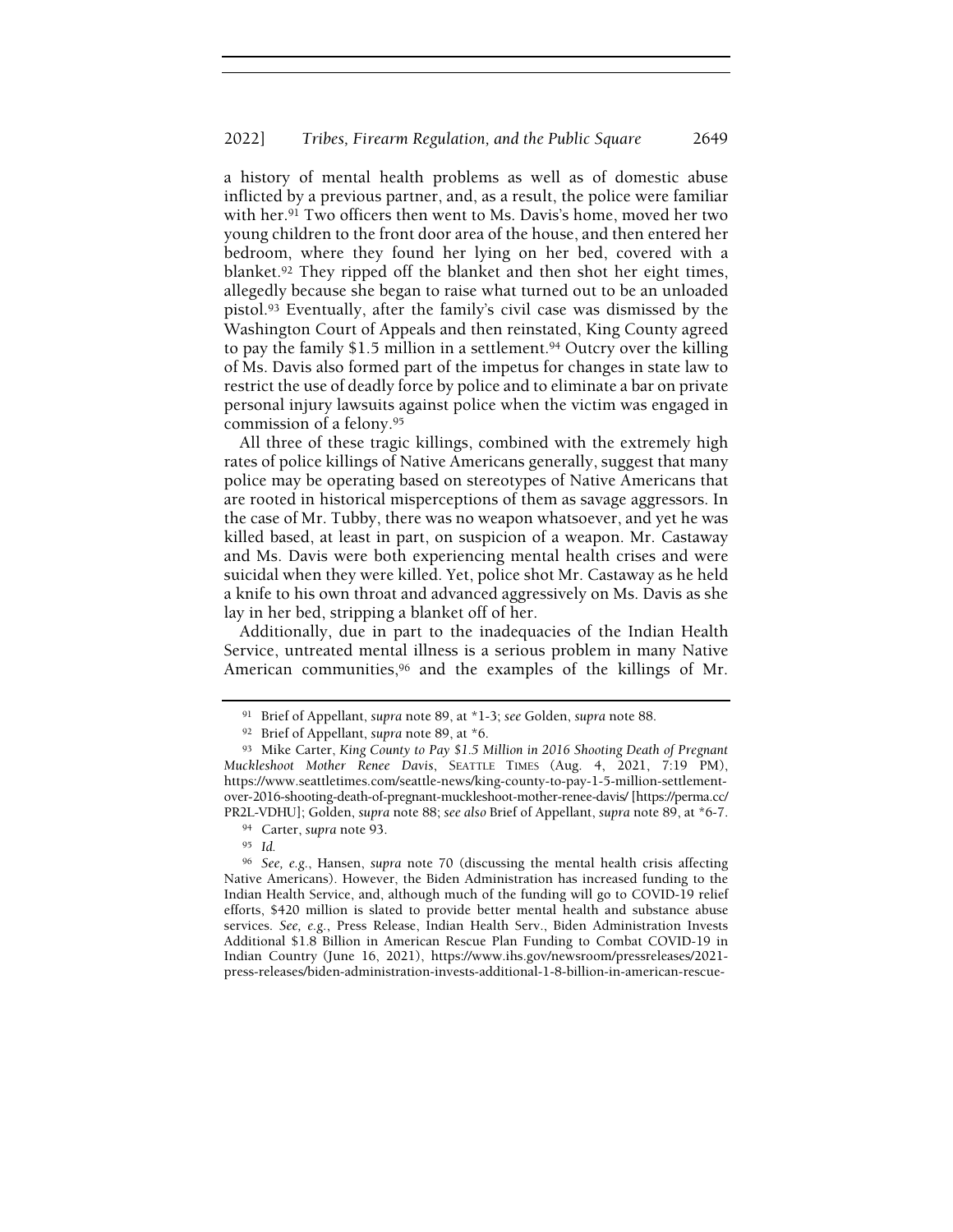a history of mental health problems as well as of domestic abuse inflicted by a previous partner, and, as a result, the police were familiar with her.[91] Two officers then went to Ms. Davis's home, moved her two young children to the front door area of the house, and then entered her bedroom, where they found her lying on her bed, covered with a blanket.[92] They ripped off the blanket and then shot her eight times, allegedly because she began to raise what turned out to be an unloaded pistol.[93] Eventually, after the family's civil case was dismissed by the Washington Court of Appeals and then reinstated, King County agreed to pay the family $1.5 million in a settlement.[94] Outcry over the killing of Ms. Davis also formed part of the impetus for changes in state law to restrict the use of deadly force by police and to eliminate a bar on private personal injury lawsuits against police when the victim was engaged in commission of a felony.[95]

All three of these tragic killings, combined with the extremely high rates of police killings of Native Americans generally, suggest that many police may be operating based on stereotypes of Native Americans that are rooted in historical misperceptions of them as savage aggressors. In the case of Mr. Tubby, there was no weapon whatsoever, and yet he was killed based, at least in part, on suspicion of a weapon. Mr. Castaway and Ms. Davis were both experiencing mental health crises and were suicidal when they were killed. Yet, police shot Mr. Castaway as he held a knife to his own throat and advanced aggressively on Ms. Davis as she lay in her bed, stripping a blanket off of her.

Additionally, due in part to the inadequacies of the Indian Health Service, untreated mental illness is a serious problem in many Native American communities,[96] and the examples of the killings of Mr.

---

[91] Brief of Appellant, *supra* note 89, at *1-3; *see* Golden, *supra* note 88.

[92] Brief of Appellant, *supra* note 89, at *6.

[93] Mike Carter, *King County to Pay $1.5 Million in 2016 Shooting Death of Pregnant Muckleshoot Mother Renee Davis*, SEATTLE TIMES (Aug. 4, 2021, 7:19 PM), https://www.seattletimes.com/seattle-news/king-county-to-pay-1-5-million-settlement-over-2016-shooting-death-of-pregnant-muckleshoot-mother-renee-davis/ [https://perma.cc/PR2L-VDHU]; Golden, *supra* note 88; *see also* Brief of Appellant, *supra* note 89, at *6-7.

[94] Carter, *supra* note 93.

[95] *Id.*

[96] *See, e.g.*, Hansen, *supra* note 70 (discussing the mental health crisis affecting Native Americans). However, the Biden Administration has increased funding to the Indian Health Service, and, although much of the funding will go to COVID-19 relief efforts, $420 million is slated to provide better mental health and substance abuse services. *See, e.g.*, Press Release, Indian Health Serv., Biden Administration Invests Additional $1.8 Billion in American Rescue Plan Funding to Combat COVID-19 in Indian Country (June 16, 2021), https://www.ihs.gov/newsroom/pressreleases/2021-press-releases/biden-administration-invests-additional-1-8-billion-in-american-rescue-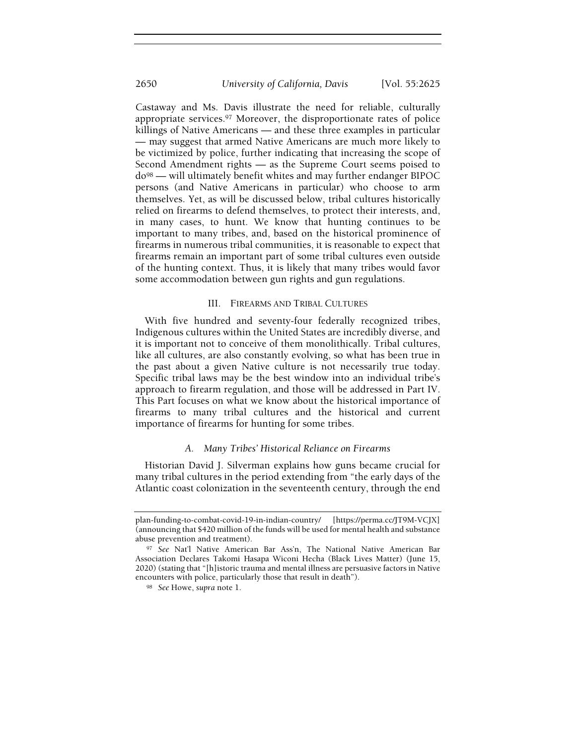Castaway and Ms. Davis illustrate the need for reliable, culturally appropriate services.[97] Moreover, the disproportionate rates of police killings of Native Americans — and these three examples in particular — may suggest that armed Native Americans are much more likely to be victimized by police, further indicating that increasing the scope of Second Amendment rights — as the Supreme Court seems poised to do[98] — will ultimately benefit whites and may further endanger BIPOC persons (and Native Americans in particular) who choose to arm themselves. Yet, as will be discussed below, tribal cultures historically relied on firearms to defend themselves, to protect their interests, and, in many cases, to hunt. We know that hunting continues to be important to many tribes, and, based on the historical prominence of firearms in numerous tribal communities, it is reasonable to expect that firearms remain an important part of some tribal cultures even outside of the hunting context. Thus, it is likely that many tribes would favor some accommodation between gun rights and gun regulations.

## III. FIREARMS AND TRIBAL CULTURES

With five hundred and seventy-four federally recognized tribes, Indigenous cultures within the United States are incredibly diverse, and it is important not to conceive of them monolithically. Tribal cultures, like all cultures, are also constantly evolving, so what has been true in the past about a given Native culture is not necessarily true today. Specific tribal laws may be the best window into an individual tribe's approach to firearm regulation, and those will be addressed in Part IV. This Part focuses on what we know about the historical importance of firearms to many tribal cultures and the historical and current importance of firearms for hunting for some tribes.

### *A. Many Tribes' Historical Reliance on Firearms*

Historian David J. Silverman explains how guns became crucial for many tribal cultures in the period extending from "the early days of the Atlantic coast colonization in the seventeenth century, through the end

---

plan-funding-to-combat-covid-19-in-indian-country/ [https://perma.cc/JT9M-VCJX] (announcing that $420 million of the funds will be used for mental health and substance abuse prevention and treatment).

[97] *See* Nat'l Native American Bar Ass'n, The National Native American Bar Association Declares Takomi Hasapa Wiconi Hecha (Black Lives Matter) (June 15, 2020) (stating that "[h]istoric trauma and mental illness are persuasive factors in Native encounters with police, particularly those that result in death").

[98] *See* Howe, *supra* note 1.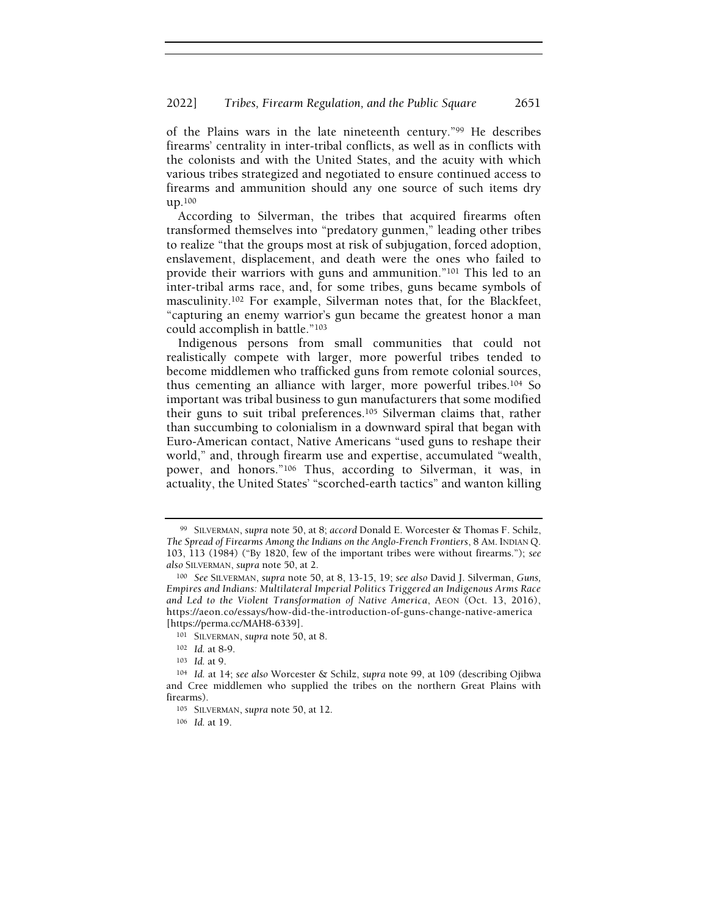of the Plains wars in the late nineteenth century."[99] He describes firearms' centrality in inter-tribal conflicts, as well as in conflicts with the colonists and with the United States, and the acuity with which various tribes strategized and negotiated to ensure continued access to firearms and ammunition should any one source of such items dry up.[100]

According to Silverman, the tribes that acquired firearms often transformed themselves into "predatory gunmen," leading other tribes to realize "that the groups most at risk of subjugation, forced adoption, enslavement, displacement, and death were the ones who failed to provide their warriors with guns and ammunition."[101] This led to an inter-tribal arms race, and, for some tribes, guns became symbols of masculinity.[102] For example, Silverman notes that, for the Blackfeet, "capturing an enemy warrior's gun became the greatest honor a man could accomplish in battle."[103]

Indigenous persons from small communities that could not realistically compete with larger, more powerful tribes tended to become middlemen who trafficked guns from remote colonial sources, thus cementing an alliance with larger, more powerful tribes.[104] So important was tribal business to gun manufacturers that some modified their guns to suit tribal preferences.[105] Silverman claims that, rather than succumbing to colonialism in a downward spiral that began with Euro-American contact, Native Americans "used guns to reshape their world," and, through firearm use and expertise, accumulated "wealth, power, and honors."[106] Thus, according to Silverman, it was, in actuality, the United States' "scorched-earth tactics" and wanton killing

---

[99] SILVERMAN, *supra* note 50, at 8; *accord* Donald E. Worcester & Thomas F. Schilz, *The Spread of Firearms Among the Indians on the Anglo-French Frontiers*, 8 AM. INDIAN Q. 103, 113 (1984) ("By 1820, few of the important tribes were without firearms."); *see also* SILVERMAN, *supra* note 50, at 2.

[100] *See* SILVERMAN, *supra* note 50, at 8, 13-15, 19; *see also* David J. Silverman, *Guns, Empires and Indians: Multilateral Imperial Politics Triggered an Indigenous Arms Race and Led to the Violent Transformation of Native America*, AEON (Oct. 13, 2016), https://aeon.co/essays/how-did-the-introduction-of-guns-change-native-america [https://perma.cc/MAH8-6339].

[101] SILVERMAN, *supra* note 50, at 8.

[102] *Id.* at 8-9.

[103] *Id.* at 9.

[104] *Id.* at 14; *see also* Worcester & Schilz, *supra* note 99, at 109 (describing Ojibwa and Cree middlemen who supplied the tribes on the northern Great Plains with firearms).

[105] SILVERMAN, *supra* note 50, at 12.

[106] *Id.* at 19.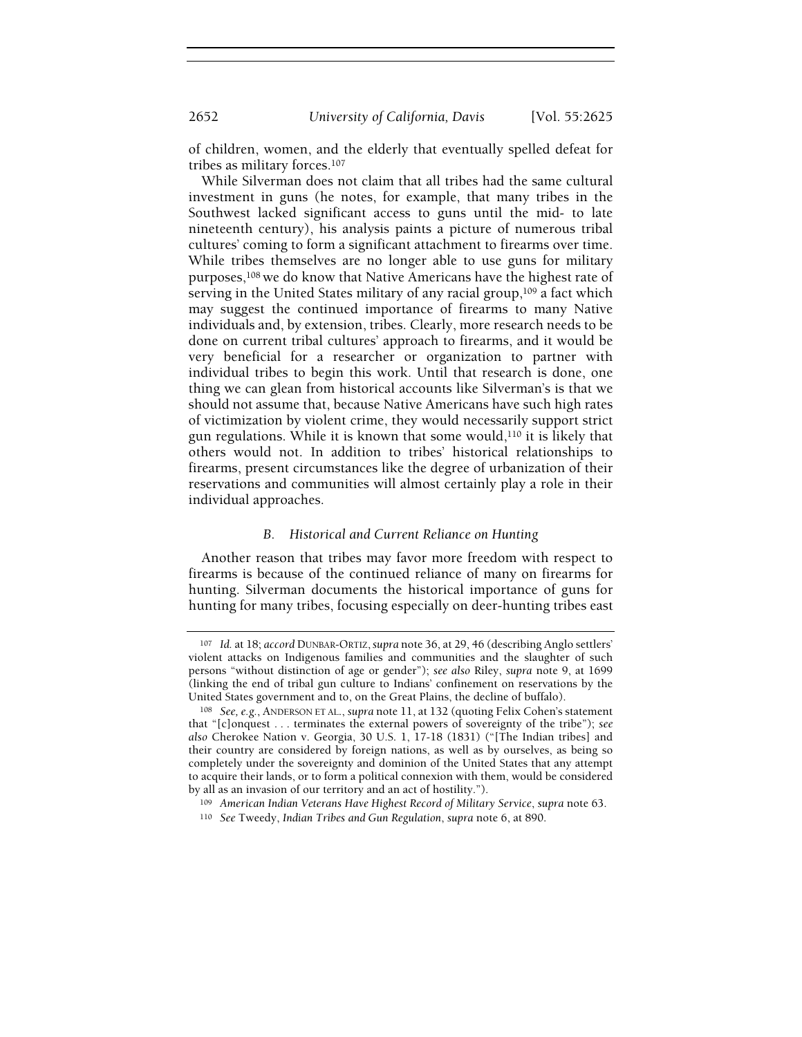of children, women, and the elderly that eventually spelled defeat for tribes as military forces.[107]

While Silverman does not claim that all tribes had the same cultural investment in guns (he notes, for example, that many tribes in the Southwest lacked significant access to guns until the mid- to late nineteenth century), his analysis paints a picture of numerous tribal cultures' coming to form a significant attachment to firearms over time. While tribes themselves are no longer able to use guns for military purposes,[108] we do know that Native Americans have the highest rate of serving in the United States military of any racial group,[109] a fact which may suggest the continued importance of firearms to many Native individuals and, by extension, tribes. Clearly, more research needs to be done on current tribal cultures' approach to firearms, and it would be very beneficial for a researcher or organization to partner with individual tribes to begin this work. Until that research is done, one thing we can glean from historical accounts like Silverman's is that we should not assume that, because Native Americans have such high rates of victimization by violent crime, they would necessarily support strict gun regulations. While it is known that some would,[110] it is likely that others would not. In addition to tribes' historical relationships to firearms, present circumstances like the degree of urbanization of their reservations and communities will almost certainly play a role in their individual approaches.

### *B. Historical and Current Reliance on Hunting*

Another reason that tribes may favor more freedom with respect to firearms is because of the continued reliance of many on firearms for hunting. Silverman documents the historical importance of guns for hunting for many tribes, focusing especially on deer-hunting tribes east

---

[107] *Id.* at 18; *accord* DUNBAR-ORTIZ, *supra* note 36, at 29, 46 (describing Anglo settlers' violent attacks on Indigenous families and communities and the slaughter of such persons "without distinction of age or gender"); *see also* Riley, *supra* note 9, at 1699 (linking the end of tribal gun culture to Indians' confinement on reservations by the United States government and to, on the Great Plains, the decline of buffalo).

[108] *See, e.g.*, ANDERSON ET AL., *supra* note 11, at 132 (quoting Felix Cohen's statement that "[c]onquest . . . terminates the external powers of sovereignty of the tribe"); *see also* Cherokee Nation v. Georgia, 30 U.S. 1, 17-18 (1831) ("[The Indian tribes] and their country are considered by foreign nations, as well as by ourselves, as being so completely under the sovereignty and dominion of the United States that any attempt to acquire their lands, or to form a political connexion with them, would be considered by all as an invasion of our territory and an act of hostility.").

[109] *American Indian Veterans Have Highest Record of Military Service*, *supra* note 63.

[110] *See* Tweedy, *Indian Tribes and Gun Regulation*, *supra* note 6, at 890.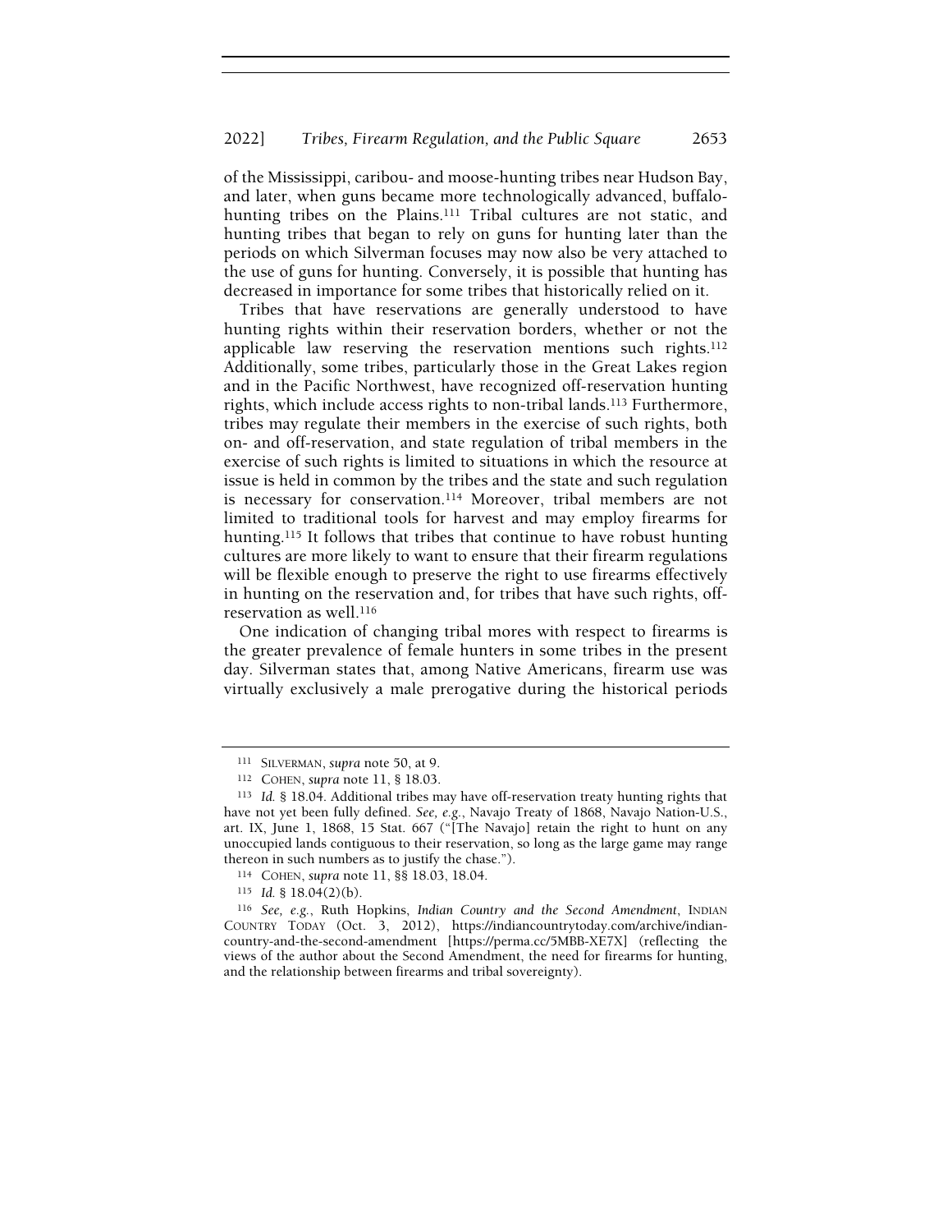of the Mississippi, caribou- and moose-hunting tribes near Hudson Bay, and later, when guns became more technologically advanced, buffalo-hunting tribes on the Plains.[111] Tribal cultures are not static, and hunting tribes that began to rely on guns for hunting later than the periods on which Silverman focuses may now also be very attached to the use of guns for hunting. Conversely, it is possible that hunting has decreased in importance for some tribes that historically relied on it.

Tribes that have reservations are generally understood to have hunting rights within their reservation borders, whether or not the applicable law reserving the reservation mentions such rights.[112] Additionally, some tribes, particularly those in the Great Lakes region and in the Pacific Northwest, have recognized off-reservation hunting rights, which include access rights to non-tribal lands.[113] Furthermore, tribes may regulate their members in the exercise of such rights, both on- and off-reservation, and state regulation of tribal members in the exercise of such rights is limited to situations in which the resource at issue is held in common by the tribes and the state and such regulation is necessary for conservation.[114] Moreover, tribal members are not limited to traditional tools for harvest and may employ firearms for hunting.[115] It follows that tribes that continue to have robust hunting cultures are more likely to want to ensure that their firearm regulations will be flexible enough to preserve the right to use firearms effectively in hunting on the reservation and, for tribes that have such rights, off-reservation as well.[116]

One indication of changing tribal mores with respect to firearms is the greater prevalence of female hunters in some tribes in the present day. Silverman states that, among Native Americans, firearm use was virtually exclusively a male prerogative during the historical periods

---

[111] SILVERMAN, *supra* note 50, at 9.

[112] COHEN, *supra* note 11, § 18.03.

[113] *Id.* § 18.04. Additional tribes may have off-reservation treaty hunting rights that have not yet been fully defined. *See, e.g.*, Navajo Treaty of 1868, Navajo Nation-U.S., art. IX, June 1, 1868, 15 Stat. 667 ("[The Navajo] retain the right to hunt on any unoccupied lands contiguous to their reservation, so long as the large game may range thereon in such numbers as to justify the chase.").

[114] COHEN, *supra* note 11, §§ 18.03, 18.04.

[115] *Id.* § 18.04(2)(b).

[116] *See, e.g.*, Ruth Hopkins, *Indian Country and the Second Amendment*, INDIAN COUNTRY TODAY (Oct. 3, 2012), https://indiancountrytoday.com/archive/indian-country-and-the-second-amendment [https://perma.cc/5MBB-XE7X] (reflecting the views of the author about the Second Amendment, the need for firearms for hunting, and the relationship between firearms and tribal sovereignty).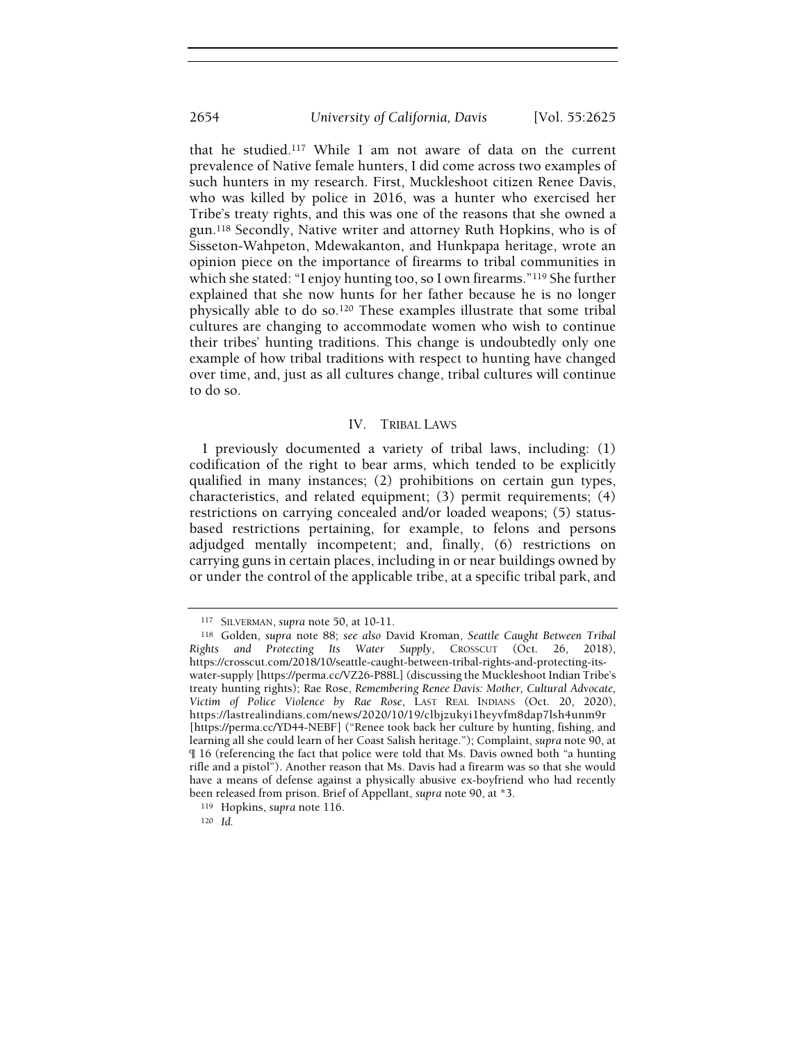that he studied.[117] While I am not aware of data on the current prevalence of Native female hunters, I did come across two examples of such hunters in my research. First, Muckleshoot citizen Renee Davis, who was killed by police in 2016, was a hunter who exercised her Tribe's treaty rights, and this was one of the reasons that she owned a gun.[118] Secondly, Native writer and attorney Ruth Hopkins, who is of Sisseton-Wahpeton, Mdewakanton, and Hunkpapa heritage, wrote an opinion piece on the importance of firearms to tribal communities in which she stated: "I enjoy hunting too, so I own firearms."[119] She further explained that she now hunts for her father because he is no longer physically able to do so.[120] These examples illustrate that some tribal cultures are changing to accommodate women who wish to continue their tribes' hunting traditions. This change is undoubtedly only one example of how tribal traditions with respect to hunting have changed over time, and, just as all cultures change, tribal cultures will continue to do so.

## IV. TRIBAL LAWS

I previously documented a variety of tribal laws, including: (1) codification of the right to bear arms, which tended to be explicitly qualified in many instances; (2) prohibitions on certain gun types, characteristics, and related equipment; (3) permit requirements; (4) restrictions on carrying concealed and/or loaded weapons; (5) status-based restrictions pertaining, for example, to felons and persons adjudged mentally incompetent; and, finally, (6) restrictions on carrying guns in certain places, including in or near buildings owned by or under the control of the applicable tribe, at a specific tribal park, and

---

[117] SILVERMAN, *supra* note 50, at 10-11.

[118] Golden, *supra* note 88; *see also* David Kroman, *Seattle Caught Between Tribal Rights and Protecting Its Water Supply*, CROSSCUT (Oct. 26, 2018), https://crosscut.com/2018/10/seattle-caught-between-tribal-rights-and-protecting-its-water-supply [https://perma.cc/VZ26-P88L] (discussing the Muckleshoot Indian Tribe's treaty hunting rights); Rae Rose, *Remembering Renee Davis: Mother, Cultural Advocate, Victim of Police Violence by Rae Rose*, LAST REAL INDIANS (Oct. 20, 2020), https://lastrealindians.com/news/2020/10/19/clbjzukyi1heyvfm8dap7lsh4unm9r [https://perma.cc/YD44-NEBF] ("Renee took back her culture by hunting, fishing, and learning all she could learn of her Coast Salish heritage."); Complaint, *supra* note 90, at ¶ 16 (referencing the fact that police were told that Ms. Davis owned both "a hunting rifle and a pistol"). Another reason that Ms. Davis had a firearm was so that she would have a means of defense against a physically abusive ex-boyfriend who had recently been released from prison. Brief of Appellant, *supra* note 90, at *3.

[119] Hopkins, *supra* note 116.

[120] *Id.*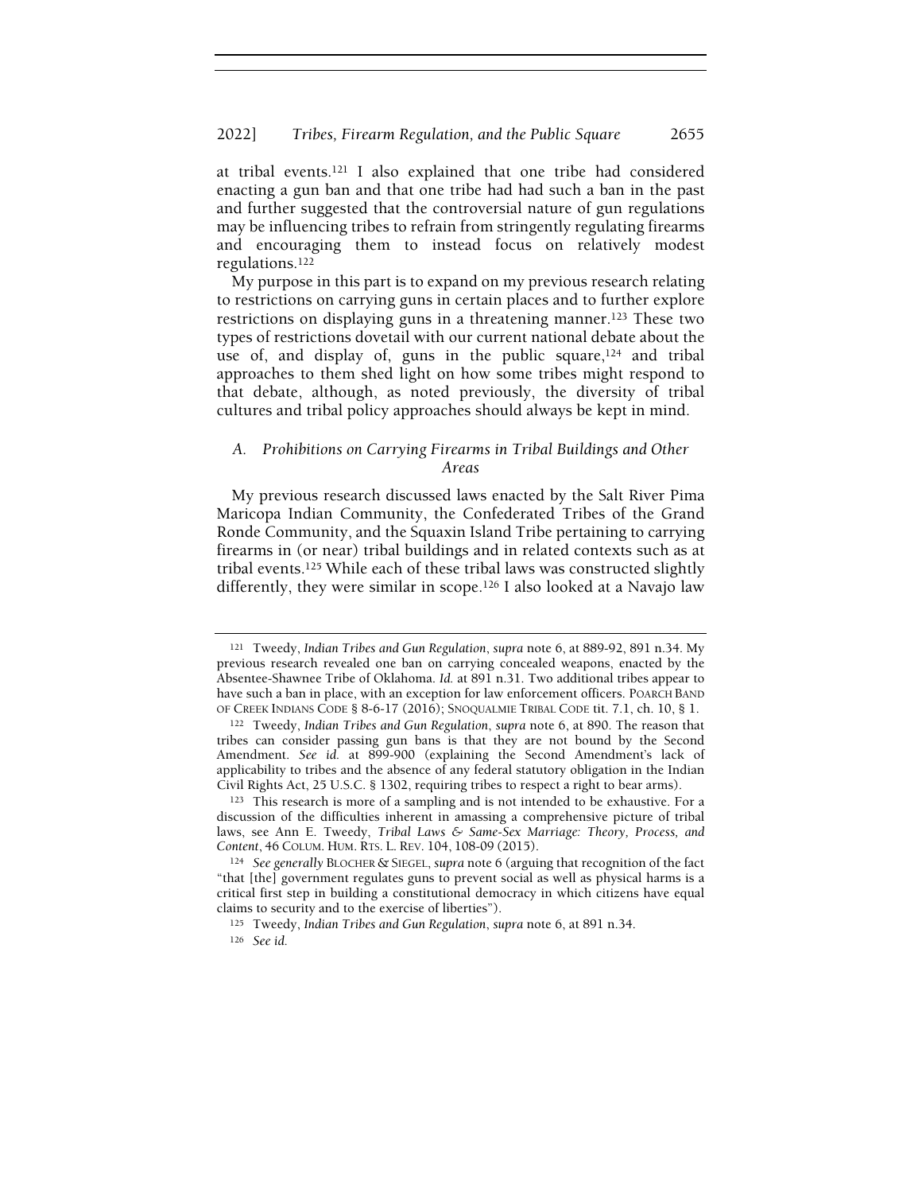at tribal events.[121] I also explained that one tribe had considered enacting a gun ban and that one tribe had had such a ban in the past and further suggested that the controversial nature of gun regulations may be influencing tribes to refrain from stringently regulating firearms and encouraging them to instead focus on relatively modest regulations.[122]

My purpose in this part is to expand on my previous research relating to restrictions on carrying guns in certain places and to further explore restrictions on displaying guns in a threatening manner.[123] These two types of restrictions dovetail with our current national debate about the use of, and display of, guns in the public square,[124] and tribal approaches to them shed light on how some tribes might respond to that debate, although, as noted previously, the diversity of tribal cultures and tribal policy approaches should always be kept in mind.

### *A. Prohibitions on Carrying Firearms in Tribal Buildings and Other Areas*

My previous research discussed laws enacted by the Salt River Pima Maricopa Indian Community, the Confederated Tribes of the Grand Ronde Community, and the Squaxin Island Tribe pertaining to carrying firearms in (or near) tribal buildings and in related contexts such as at tribal events.[125] While each of these tribal laws was constructed slightly differently, they were similar in scope.[126] I also looked at a Navajo law

---

[121] Tweedy, *Indian Tribes and Gun Regulation*, *supra* note 6, at 889-92, 891 n.34. My previous research revealed one ban on carrying concealed weapons, enacted by the Absentee-Shawnee Tribe of Oklahoma. *Id.* at 891 n.31. Two additional tribes appear to have such a ban in place, with an exception for law enforcement officers. POARCH BAND OF CREEK INDIANS CODE § 8-6-17 (2016); SNOQUALMIE TRIBAL CODE tit. 7.1, ch. 10, § 1.

[122] Tweedy, *Indian Tribes and Gun Regulation*, *supra* note 6, at 890. The reason that tribes can consider passing gun bans is that they are not bound by the Second Amendment. *See id.* at 899-900 (explaining the Second Amendment's lack of applicability to tribes and the absence of any federal statutory obligation in the Indian Civil Rights Act, 25 U.S.C. § 1302, requiring tribes to respect a right to bear arms).

[123] This research is more of a sampling and is not intended to be exhaustive. For a discussion of the difficulties inherent in amassing a comprehensive picture of tribal laws, see Ann E. Tweedy, *Tribal Laws & Same-Sex Marriage: Theory, Process, and Content*, 46 COLUM. HUM. RTS. L. REV. 104, 108-09 (2015).

[124] *See generally* BLOCHER & SIEGEL, *supra* note 6 (arguing that recognition of the fact "that [the] government regulates guns to prevent social as well as physical harms is a critical first step in building a constitutional democracy in which citizens have equal claims to security and to the exercise of liberties").

[125] Tweedy, *Indian Tribes and Gun Regulation*, *supra* note 6, at 891 n.34.

[126] *See id.*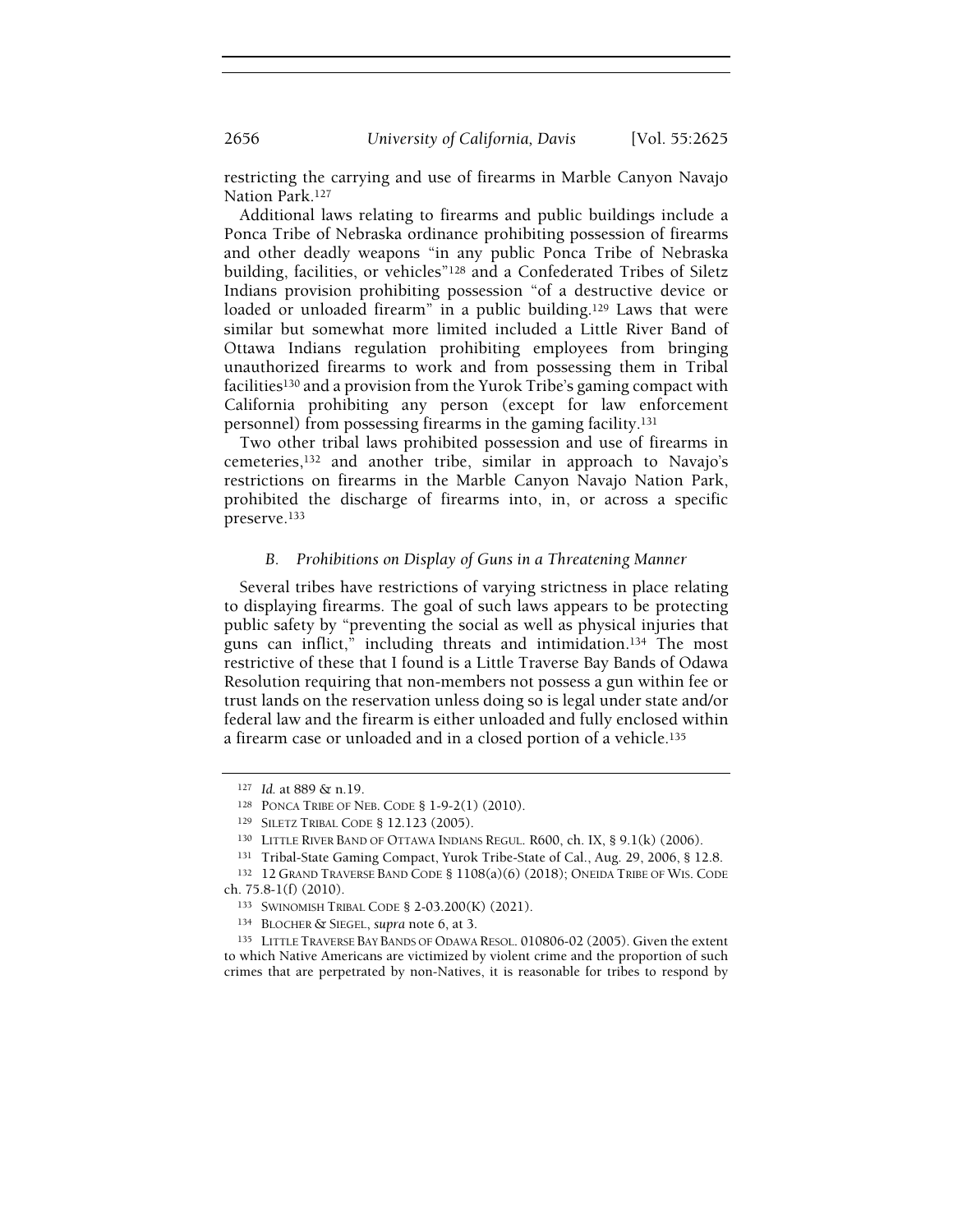restricting the carrying and use of firearms in Marble Canyon Navajo Nation Park.[127]

Additional laws relating to firearms and public buildings include a Ponca Tribe of Nebraska ordinance prohibiting possession of firearms and other deadly weapons "in any public Ponca Tribe of Nebraska building, facilities, or vehicles"[128] and a Confederated Tribes of Siletz Indians provision prohibiting possession "of a destructive device or loaded or unloaded firearm" in a public building.[129] Laws that were similar but somewhat more limited included a Little River Band of Ottawa Indians regulation prohibiting employees from bringing unauthorized firearms to work and from possessing them in Tribal facilities[130] and a provision from the Yurok Tribe's gaming compact with California prohibiting any person (except for law enforcement personnel) from possessing firearms in the gaming facility.[131]

Two other tribal laws prohibited possession and use of firearms in cemeteries,[132] and another tribe, similar in approach to Navajo's restrictions on firearms in the Marble Canyon Navajo Nation Park, prohibited the discharge of firearms into, in, or across a specific preserve.[133]

### *B. Prohibitions on Display of Guns in a Threatening Manner*

Several tribes have restrictions of varying strictness in place relating to displaying firearms. The goal of such laws appears to be protecting public safety by "preventing the social as well as physical injuries that guns can inflict," including threats and intimidation.[134] The most restrictive of these that I found is a Little Traverse Bay Bands of Odawa Resolution requiring that non-members not possess a gun within fee or trust lands on the reservation unless doing so is legal under state and/or federal law and the firearm is either unloaded and fully enclosed within a firearm case or unloaded and in a closed portion of a vehicle.[135]

---

[127] *Id.* at 889 & n.19.

[128] PONCA TRIBE OF NEB. CODE § 1-9-2(1) (2010).

[129] SILETZ TRIBAL CODE § 12.123 (2005).

[130] LITTLE RIVER BAND OF OTTAWA INDIANS REGUL. R600, ch. IX, § 9.1(k) (2006).

[131] Tribal-State Gaming Compact, Yurok Tribe-State of Cal., Aug. 29, 2006, § 12.8.

[132] 12 GRAND TRAVERSE BAND CODE § 1108(a)(6) (2018); ONEIDA TRIBE OF WIS. CODE ch. 75.8-1(f) (2010).

[133] SWINOMISH TRIBAL CODE § 2-03.200(K) (2021).

[134] BLOCHER & SIEGEL, *supra* note 6, at 3.

[135] LITTLE TRAVERSE BAY BANDS OF ODAWA RESOL. 010806-02 (2005). Given the extent to which Native Americans are victimized by violent crime and the proportion of such crimes that are perpetrated by non-Natives, it is reasonable for tribes to respond by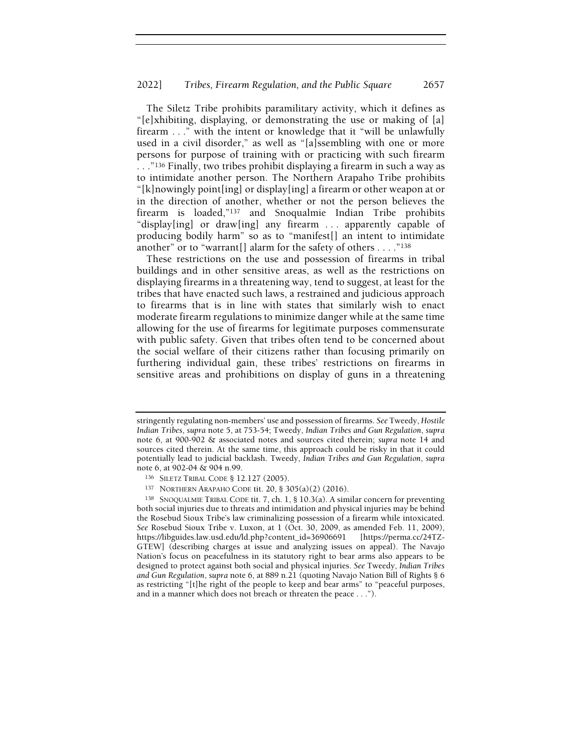The Siletz Tribe prohibits paramilitary activity, which it defines as "[e]xhibiting, displaying, or demonstrating the use or making of [a] firearm . . ." with the intent or knowledge that it "will be unlawfully used in a civil disorder," as well as "[a]ssembling with one or more persons for purpose of training with or practicing with such firearm . . ."[136] Finally, two tribes prohibit displaying a firearm in such a way as to intimidate another person. The Northern Arapaho Tribe prohibits "[k]nowingly point[ing] or display[ing] a firearm or other weapon at or in the direction of another, whether or not the person believes the firearm is loaded,"[137] and Snoqualmie Indian Tribe prohibits "display[ing] or draw[ing] any firearm . . . apparently capable of producing bodily harm" so as to "manifest[] an intent to intimidate another" or to "warrant[] alarm for the safety of others . . . ."[138]

These restrictions on the use and possession of firearms in tribal buildings and in other sensitive areas, as well as the restrictions on displaying firearms in a threatening way, tend to suggest, at least for the tribes that have enacted such laws, a restrained and judicious approach to firearms that is in line with states that similarly wish to enact moderate firearm regulations to minimize danger while at the same time allowing for the use of firearms for legitimate purposes commensurate with public safety. Given that tribes often tend to be concerned about the social welfare of their citizens rather than focusing primarily on furthering individual gain, these tribes' restrictions on firearms in sensitive areas and prohibitions on display of guns in a threatening

---

stringently regulating non-members' use and possession of firearms. *See* Tweedy, *Hostile Indian Tribes*, *supra* note 5, at 753-54; Tweedy, *Indian Tribes and Gun Regulation*, *supra* note 6, at 900-902 & associated notes and sources cited therein; *supra* note 14 and sources cited therein. At the same time, this approach could be risky in that it could potentially lead to judicial backlash. Tweedy, *Indian Tribes and Gun Regulation*, *supra* note 6, at 902-04 & 904 n.99.

[136] SILETZ TRIBAL CODE § 12.127 (2005).

[137] NORTHERN ARAPAHO CODE tit. 20, § 305(a)(2) (2016).

[138] SNOQUALMIE TRIBAL CODE tit. 7, ch. 1, § 10.3(a). A similar concern for preventing both social injuries due to threats and intimidation and physical injuries may be behind the Rosebud Sioux Tribe's law criminalizing possession of a firearm while intoxicated. *See* Rosebud Sioux Tribe v. Luxon, at 1 (Oct. 30, 2009, as amended Feb. 11, 2009), https://libguides.law.usd.edu/ld.php?content_id=36906691 [https://perma.cc/24TZ-GTEW] (describing charges at issue and analyzing issues on appeal). The Navajo Nation's focus on peacefulness in its statutory right to bear arms also appears to be designed to protect against both social and physical injuries. *See* Tweedy, *Indian Tribes and Gun Regulation*, *supra* note 6, at 889 n.21 (quoting Navajo Nation Bill of Rights § 6 as restricting "[t]he right of the people to keep and bear arms" to "peaceful purposes, and in a manner which does not breach or threaten the peace . . .").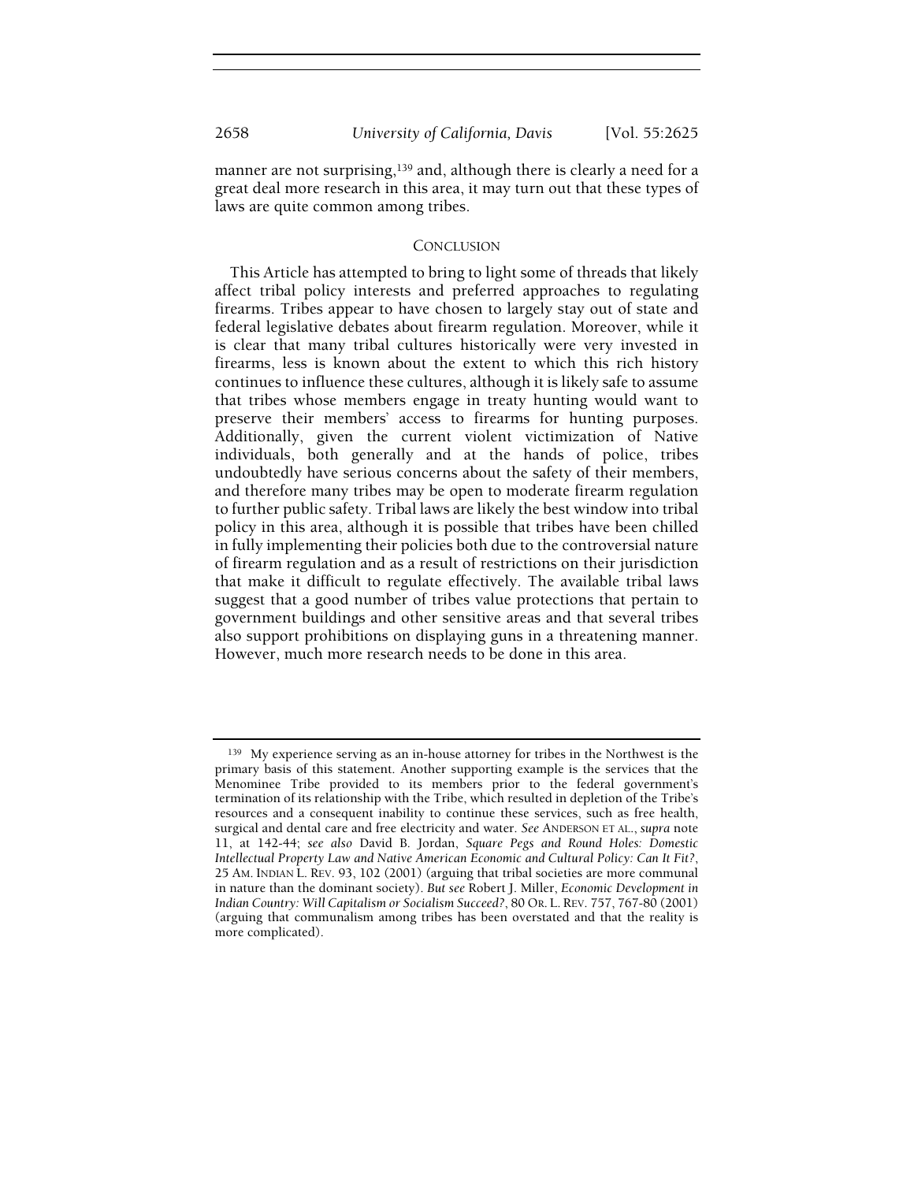manner are not surprising,[139] and, although there is clearly a need for a great deal more research in this area, it may turn out that these types of laws are quite common among tribes.

## CONCLUSION

This Article has attempted to bring to light some of threads that likely affect tribal policy interests and preferred approaches to regulating firearms. Tribes appear to have chosen to largely stay out of state and federal legislative debates about firearm regulation. Moreover, while it is clear that many tribal cultures historically were very invested in firearms, less is known about the extent to which this rich history continues to influence these cultures, although it is likely safe to assume that tribes whose members engage in treaty hunting would want to preserve their members' access to firearms for hunting purposes. Additionally, given the current violent victimization of Native individuals, both generally and at the hands of police, tribes undoubtedly have serious concerns about the safety of their members, and therefore many tribes may be open to moderate firearm regulation to further public safety. Tribal laws are likely the best window into tribal policy in this area, although it is possible that tribes have been chilled in fully implementing their policies both due to the controversial nature of firearm regulation and as a result of restrictions on their jurisdiction that make it difficult to regulate effectively. The available tribal laws suggest that a good number of tribes value protections that pertain to government buildings and other sensitive areas and that several tribes also support prohibitions on displaying guns in a threatening manner. However, much more research needs to be done in this area.

---

[139] My experience serving as an in-house attorney for tribes in the Northwest is the primary basis of this statement. Another supporting example is the services that the Menominee Tribe provided to its members prior to the federal government's termination of its relationship with the Tribe, which resulted in depletion of the Tribe's resources and a consequent inability to continue these services, such as free health, surgical and dental care and free electricity and water. *See* ANDERSON ET AL., *supra* note 11, at 142-44; *see also* David B. Jordan, *Square Pegs and Round Holes: Domestic Intellectual Property Law and Native American Economic and Cultural Policy: Can It Fit?*, 25 AM. INDIAN L. REV. 93, 102 (2001) (arguing that tribal societies are more communal in nature than the dominant society). *But see* Robert J. Miller, *Economic Development in Indian Country: Will Capitalism or Socialism Succeed?*, 80 OR. L. REV. 757, 767-80 (2001) (arguing that communalism among tribes has been overstated and that the reality is more complicated).